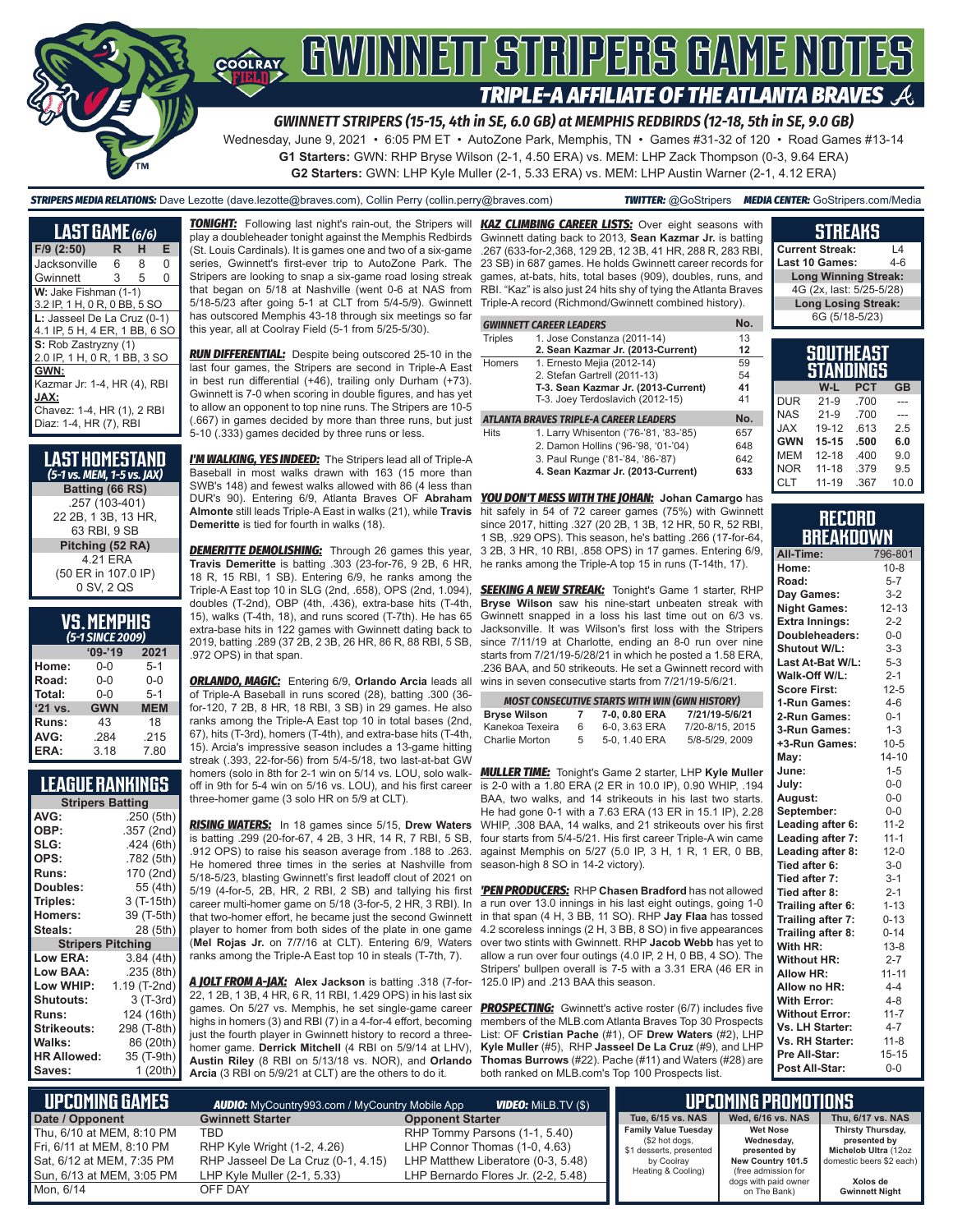# GWINNETT STRIPERS GAME NOTES

## TRIPLE-A AFFILIATE OF THE ATLANTA BRAVES

**GWINNETT STRIPERS (15-15, 4th in SE, 6.0 GB) at MEMPHIS REDBIRDS (12-18, 5th in SE, 9.0 GB)**

Wednesday, June 9, 2021 • 6:05 PM ET • AutoZone Park, Memphis, TN • Games #31-32 of 120 • Road Games #13-14

**G1 Starters:** GWN: RHP Bryse Wilson (2-1, 4.50 ERA) vs. MEM: LHP Zack Thompson (0-3, 9.64 ERA)

**G2 Starters:** GWN: LHP Kyle Muller (2-1, 5.33 ERA) vs. MEM: LHP Austin Warner (2-1, 4.12 ERA)

***STRIPERS MEDIA RELATIONS:*** Dave Lezotte (dave.lezotte@braves.com), Collin Perry (collin.perry@braves.com) ***TWITTER:*** @GoStripers ***MEDIA CENTER:*** GoStripers.com/Media

## LAST GAME (6/6)

| F/9 (2:50) | R | H | E |
|---|---|---|---|
| Jacksonville | 6 | 8 | 0 |
| Gwinnett | 3 | 5 | 0 |

**W:** Jake Fishman (1-1)
3.2 IP, 1 H, 0 R, 0 BB, 5 SO

**L:** Jasseel De La Cruz (0-1)
4.1 IP, 5 H, 4 ER, 1 BB, 6 SO

**S:** Rob Zastryzny (1)
2.0 IP, 1 H, 0 R, 1 BB, 3 SO

**GWN:**
Kazmar Jr: 1-4, HR (4), RBI

**JAX:**
Chavez: 1-4, HR (1), 2 RBI
Diaz: 1-4, HR (7), RBI

## LAST HOMESTAND
*(5-1 vs. MEM, 1-5 vs. JAX)*

**Batting (66 RS)**
.257 (103-401)
22 2B, 1 3B, 13 HR,
63 RBI, 9 SB

**Pitching (52 RA)**
4.21 ERA
(50 ER in 107.0 IP)
0 SV, 2 QS

## VS. MEMPHIS
*(5-1 SINCE 2009)*

| | '09-'19 | 2021 |
|---|---|---|
| Home: | 0-0 | 5-1 |
| Road: | 0-0 | 0-0 |
| Total: | 0-0 | 5-1 |
| '21 vs. | GWN | MEM |
| Runs: | 43 | 18 |
| AVG: | .284 | .215 |
| ERA: | 3.18 | 7.80 |

## LEAGUE RANKINGS

| Stripers Batting | |
|---|---|
| AVG: | .250 (5th) |
| OBP: | .357 (2nd) |
| SLG: | .424 (6th) |
| OPS: | .782 (5th) |
| Runs: | 170 (2nd) |
| Doubles: | 55 (4th) |
| Triples: | 3 (T-15th) |
| Homers: | 39 (T-5th) |
| Steals: | 28 (5th) |
| **Stripers Pitching** | |
| Low ERA: | 3.84 (4th) |
| Low BAA: | .235 (8th) |
| Low WHIP: | 1.19 (T-2nd) |
| Shutouts: | 3 (T-3rd) |
| Runs: | 124 (16th) |
| Strikeouts: | 298 (T-8th) |
| Walks: | 86 (20th) |
| HR Allowed: | 35 (T-9th) |
| Saves: | 1 (20th) |

***TONIGHT:*** Following last night's rain-out, the Stripers will play a doubleheader tonight against the Memphis Redbirds (St. Louis Cardinals). It is games one and two of a six-game series, Gwinnett's first-ever trip to AutoZone Park. The Stripers are looking to snap a six-game road losing streak that began on 5/18 at Nashville (went 0-6 at NAS from 5/18-5/23 after going 5-1 at CLT from 5/4-5/9). Gwinnett has outscored Memphis 43-18 through six meetings so far this year, all at Coolray Field (5-1 from 5/25-5/30).

***RUN DIFFERENTIAL:*** Despite being outscored 25-10 in the last four games, the Stripers are second in Triple-A East in best run differential (+46), trailing only Durham (+73). Gwinnett is 7-0 when scoring in double figures, and has yet to allow an opponent to top nine runs. The Stripers are 10-5 (.667) in games decided by more than three runs, but just 5-10 (.333) games decided by three runs or less.

***I'M WALKING, YES INDEED:*** The Stripers lead all of Triple-A Baseball in most walks drawn with 163 (15 more than SWB's 148) and fewest walks allowed with 86 (4 less than DUR's 90). Entering 6/9, Atlanta Braves OF **Abraham Almonte** still leads Triple-A East in walks (21), while **Travis Demeritte** is tied for fourth in walks (18).

***DEMERITTE DEMOLISHING:*** Through 26 games this year, **Travis Demeritte** is batting .303 (23-for-76, 9 2B, 6 HR, 18 R, 15 RBI, 1 SB). Entering 6/9, he ranks among the Triple-A East top 10 in SLG (2nd, .658), OPS (2nd, 1.094), doubles (T-2nd), OBP (4th, .436), extra-base hits (T-4th, 15), walks (T-4th, 18), and runs scored (T-7th). He has 65 extra-base hits in 122 games with Gwinnett dating back to 2019, batting .289 (37 2B, 2 3B, 26 HR, 86 R, 88 RBI, 5 SB, .972 OPS) in that span.

***ORLANDO, MAGIC:*** Entering 6/9, **Orlando Arcia** leads all of Triple-A Baseball in runs scored (28), batting .300 (36-for-120, 7 2B, 8 HR, 18 RBI, 3 SB) in 29 games. He also ranks among the Triple-A East top 10 in total bases (2nd, 67), hits (T-3rd), homers (T-4th), and extra-base hits (T-4th, 15). Arcia's impressive season includes a 13-game hitting streak (.393, 22-for-56) from 5/4-5/18, two last-at-bat GW homers (solo in 8th for 2-1 win on 5/14 vs. LOU, solo walk-off in 9th for 5-4 win on 5/16 vs. LOU), and his first career three-homer game (3 solo HR on 5/9 at CLT).

***RISING WATERS:*** In 18 games since 5/15, **Drew Waters** is batting .299 (20-for-67, 4 2B, 3 HR, 14 R, 7 RBI, 5 SB, .912 OPS) to raise his season average from .188 to .263. He homered three times in the series at Nashville from 5/18-5/23, blasting Gwinnett's first leadoff clout of 2021 on 5/19 (4-for-5, 2B, HR, 2 RBI, 2 SB) and tallying his first career multi-homer game on 5/18 (3-for-5, 2 HR, 3 RBI). In that two-homer effort, he became just the second Gwinnett player to homer from both sides of the plate in one game (**Mel Rojas Jr.** on 7/7/16 at CLT). Entering 6/9, Waters ranks among the Triple-A East top 10 in steals (T-7th, 7).

***A JOLT FROM A-JAX:*** **Alex Jackson** is batting .318 (7-for-22, 1 2B, 1 3B, 4 HR, 6 R, 11 RBI, 1.429 OPS) in his last six games. On 5/27 vs. Memphis, he set single-game career highs in homers (3) and RBI (7) in a 4-for-4 effort, becoming just the fourth player in Gwinnett history to record a three-homer game. **Derrick Mitchell** (4 RBI on 5/9/14 at LHV), **Austin Riley** (8 RBI on 5/13/18 vs. NOR), and **Orlando Arcia** (3 RBI on 5/9/21 at CLT) are the others to do it.

***KAZ CLIMBING CAREER LISTS:*** Over eight seasons with Gwinnett dating back to 2013, **Sean Kazmar Jr.** is batting .267 (633-for-2,368, 129 2B, 12 3B, 41 HR, 288 R, 283 RBI, 23 SB) in 687 games. He holds Gwinnett career records for games, at-bats, hits, total bases (909), doubles, runs, and RBI. "Kaz" is also just 24 hits shy of tying the Atlanta Braves Triple-A record (Richmond/Gwinnett combined history).

| GWINNETT CAREER LEADERS | | No. |
|---|---|---|
| Triples | 1. Jose Constanza (2011-14) | 13 |
| | **2. Sean Kazmar Jr. (2013-Current)** | **12** |
| Homers | 1. Ernesto Mejia (2012-14) | 59 |
| | 2. Stefan Gartrell (2011-13) | 54 |
| | **T-3. Sean Kazmar Jr. (2013-Current)** | **41** |
| | T-3. Joey Terdoslavich (2012-15) | 41 |
| **ATLANTA BRAVES TRIPLE-A CAREER LEADERS** | | **No.** |
| Hits | 1. Larry Whisenton ('76-'81, '83-'85) | 657 |
| | 2. Damon Hollins ('96-'98, '01-'04) | 648 |
| | 3. Paul Runge ('81-'84, '86-'87) | 642 |
| | **4. Sean Kazmar Jr. (2013-Current)** | **633** |

***YOU DON'T MESS WITH THE JOHAN:*** **Johan Camargo** has hit safely in 54 of 72 career games (75%) with Gwinnett since 2017, hitting .327 (20 2B, 1 3B, 12 HR, 50 R, 52 RBI, 1 SB, .929 OPS). This season, he's batting .266 (17-for-64, 3 2B, 3 HR, 10 RBI, .858 OPS) in 17 games. Entering 6/9, he ranks among the Triple-A top 15 in runs (T-14th, 17).

***SEEKING A NEW STREAK:*** Tonight's Game 1 starter, RHP **Bryse Wilson** saw his nine-start unbeaten streak with Gwinnett snapped in a loss his last time out on 6/3 vs. Jacksonville. It was Wilson's first loss with the Stripers since 7/11/19 at Charlotte, ending an 8-0 run over nine starts from 7/21/19-5/28/21 in which he posted a 1.58 ERA, .236 BAA, and 50 strikeouts. He set a Gwinnett record with wins in seven consecutive starts from 7/21/19-5/6/21.

| MOST CONSECUTIVE STARTS WITH WIN (GWN HISTORY) | | | |
|---|---|---|---|
| **Bryse Wilson** | **7** | **7-0, 0.80 ERA** | **7/21/19-5/6/21** |
| Kanekoa Texeira | 6 | 6-0, 3.63 ERA | 7/20-8/15, 2015 |
| Charlie Morton | 5 | 5-0, 1.40 ERA | 5/8-5/29, 2009 |

***MULLER TIME:*** Tonight's Game 2 starter, LHP **Kyle Muller** is 2-0 with a 1.80 ERA (2 ER in 10.0 IP), 0.90 WHIP, .194 BAA, two walks, and 14 strikeouts in his last two starts. He had gone 0-1 with a 7.63 ERA (13 ER in 15.1 IP), 2.28 WHIP, .308 BAA, 14 walks, and 21 strikeouts over his first four starts from 5/4-5/21. His first career Triple-A win came against Memphis on 5/27 (5.0 IP, 3 H, 1 R, 1 ER, 0 BB, season-high 8 SO in 14-2 victory).

***'PEN PRODUCERS:*** RHP **Chasen Bradford** has not allowed a run over 13.0 innings in his last eight outings, going 1-0 in that span (4 H, 3 BB, 11 SO). RHP **Jay Flaa** has tossed 4.2 scoreless innings (2 H, 3 BB, 8 SO) in five appearances over two stints with Gwinnett. RHP **Jacob Webb** has yet to allow a run over four outings (4.0 IP, 2 H, 0 BB, 4 SO). The Stripers' bullpen overall is 7-5 with a 3.31 ERA (46 ER in 125.0 IP) and .213 BAA this season.

***PROSPECTING:*** Gwinnett's active roster (6/7) includes five members of the MLB.com Atlanta Braves Top 30 Prospects List: OF **Cristian Pache** (#1), OF **Drew Waters** (#2), LHP **Kyle Muller** (#5), RHP **Jasseel De La Cruz** (#9), and LHP **Thomas Burrows** (#22). Pache (#11) and Waters (#28) are both ranked on MLB.com's Top 100 Prospects List.

## STREAKS

| | |
|---|---|
| Current Streak: | L4 |
| Last 10 Games: | 4-6 |
| **Long Winning Streak:** | |
| 4G (2x, last: 5/25-5/28) | |
| **Long Losing Streak:** | |
| 6G (5/18-5/23) | |

## SOUTHEAST STANDINGS

| | W-L | PCT | GB |
|---|---|---|---|
| DUR | 21-9 | .700 | --- |
| NAS | 21-9 | .700 | --- |
| JAX | 19-12 | .613 | 2.5 |
| **GWN** | **15-15** | **.500** | **6.0** |
| MEM | 12-18 | .400 | 9.0 |
| NOR | 11-18 | .379 | 9.5 |
| CLT | 11-19 | .367 | 10.0 |

## RECORD BREAKDOWN

| | |
|---|---|
| All-Time: | 796-801 |
| Home: | 10-8 |
| Road: | 5-7 |
| Day Games: | 3-2 |
| Night Games: | 12-13 |
| Extra Innings: | 2-2 |
| Doubleheaders: | 0-0 |
| Shutout W/L: | 3-3 |
| Last At-Bat W/L: | 5-3 |
| Walk-Off W/L: | 2-1 |
| Score First: | 12-5 |
| 1-Run Games: | 4-6 |
| 2-Run Games: | 0-1 |
| 3-Run Games: | 1-3 |
| +3-Run Games: | 10-5 |
| May: | 14-10 |
| June: | 1-5 |
| July: | 0-0 |
| August: | 0-0 |
| September: | 0-0 |
| Leading after 6: | 11-2 |
| Leading after 7: | 11-1 |
| Leading after 8: | 12-0 |
| Tied after 6: | 3-0 |
| Tied after 7: | 3-1 |
| Tied after 8: | 2-1 |
| Trailing after 6: | 1-13 |
| Trailing after 7: | 0-13 |
| Trailing after 8: | 0-14 |
| With HR: | 13-8 |
| Without HR: | 2-7 |
| Allow HR: | 11-11 |
| Allow no HR: | 4-4 |
| With Error: | 4-8 |
| Without Error: | 11-7 |
| Vs. LH Starter: | 4-7 |
| Vs. RH Starter: | 11-8 |
| Pre All-Star: | 15-15 |
| Post All-Star: | 0-0 |

## UPCOMING GAMES

***AUDIO:*** MyCountry993.com / MyCountry Mobile App ***VIDEO:*** MiLB.TV ($)

| Date / Opponent | Gwinnett Starter | Opponent Starter |
|---|---|---|
| Thu, 6/10 at MEM, 8:10 PM | TBD | RHP Tommy Parsons (1-1, 5.40) |
| Fri, 6/11 at MEM, 8:10 PM | RHP Kyle Wright (1-2, 4.26) | LHP Connor Thomas (1-0, 4.63) |
| Sat, 6/12 at MEM, 7:35 PM | RHP Jasseel De La Cruz (0-1, 4.15) | LHP Matthew Liberatore (0-3, 5.48) |
| Sun, 6/13 at MEM, 3:05 PM | LHP Kyle Muller (2-1, 5.33) | LHP Bernardo Flores Jr. (2-2, 5.48) |
| Mon, 6/14 | OFF DAY | |

## UPCOMING PROMOTIONS

| Tue, 6/15 vs. NAS | Wed, 6/16 vs. NAS | Thu, 6/17 vs. NAS |
|---|---|---|
| **Family Value Tuesday** ($2 hot dogs, $1 desserts, presented by Coolray Heating & Cooling) | **Wet Nose Wednesday, presented by New Country 101.5** (free admission for dogs with paid owner on The Bank) | **Thirsty Thursday, presented by Michelob Ultra** (12oz domestic beers $2 each) **Xolos de Gwinnett Night** |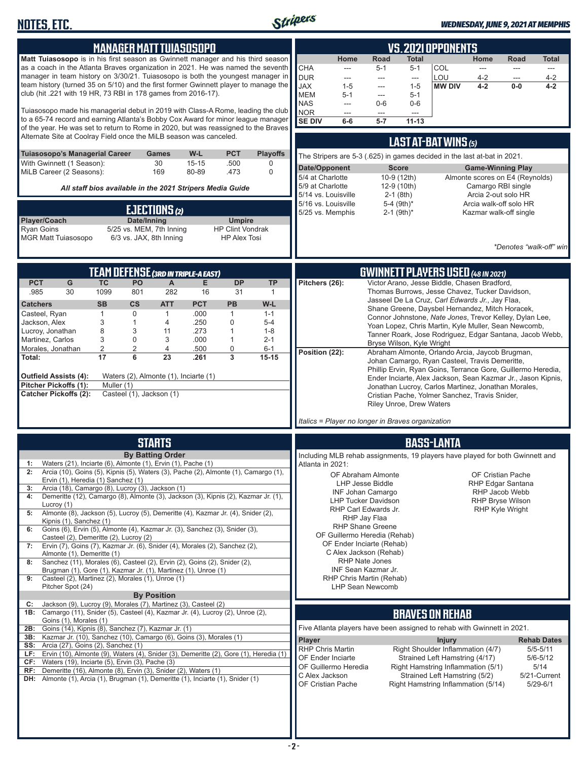## MANAGER MATT TUIASOSOPO

**Matt Tuiasosopo** is in his first season as Gwinnett manager and his third season as a coach in the Atlanta Braves organization in 2021. He was named the seventh manager in team history on 3/30/21. Tuiasosopo is both the youngest manager in team history (turned 35 on 5/10) and the first former Gwinnett player to manage the club (hit .221 with 19 HR, 73 RBI in 178 games from 2016-17).

Tuiasosopo made his managerial debut in 2019 with Class-A Rome, leading the club to a 65-74 record and earning Atlanta's Bobby Cox Award for minor league manager of the year. He was set to return to Rome in 2020, but was reassigned to the Braves Alternate Site at Coolray Field once the MiLB season was canceled.

| Tuiasosopo's Managerial Career | Games | W-L | PCT | Playoffs |
|---|---|---|---|---|
| With Gwinnett (1 Season): | 30 | 15-15 | .500 | 0 |
| MiLB Career (2 Seasons): | 169 | 80-89 | .473 | 0 |

*All staff bios available in the 2021 Stripers Media Guide*

## EJECTIONS (2)

| Player/Coach | Date/Inning | Umpire |
|---|---|---|
| Ryan Goins | 5/25 vs. MEM, 7th Inning | HP Clint Vondrak |
| MGR Matt Tuiasosopo | 6/3 vs. JAX, 8th Inning | HP Alex Tosi |

## VS. 2021 OPPONENTS

| | Home | Road | Total | | Home | Road | Total |
|---|---|---|---|---|---|---|---|
| CHA | --- | 5-1 | 5-1 | COL | --- | --- | --- |
| DUR | --- | --- | --- | LOU | 4-2 | --- | 4-2 |
| JAX | 1-5 | --- | 1-5 | **MW DIV** | **4-2** | **0-0** | **4-2** |
| MEM | 5-1 | --- | 5-1 | | | | |
| NAS | --- | 0-6 | 0-6 | | | | |
| NOR | --- | --- | --- | | | | |
| **SE DIV** | **6-6** | **5-7** | **11-13** | | | | |

## LAST AT-BAT WINS (5)

The Stripers are 5-3 (.625) in games decided in the last at-bat in 2021.

| Date/Opponent | Score | Game-Winning Play |
|---|---|---|
| 5/4 at Charlotte | 10-9 (12th) | Almonte scores on E4 (Reynolds) |
| 5/9 at Charlotte | 12-9 (10th) | Camargo RBI single |
| 5/14 vs. Louisville | 2-1 (8th) | Arcia 2-out solo HR |
| 5/16 vs. Louisville | 5-4 (9th)* | Arcia walk-off solo HR |
| 5/25 vs. Memphis | 2-1 (9th)* | Kazmar walk-off single |

*\*Denotes "walk-off" win*

## TEAM DEFENSE (3RD IN TRIPLE-A EAST)

| PCT | G | TC | PO | A | E | DP | TP |
|---|---|---|---|---|---|---|---|
| .985 | 30 | 1099 | 801 | 282 | 16 | 31 | 1 |

| Catchers | SB | CS | ATT | PCT | PB | W-L |
|---|---|---|---|---|---|---|
| Casteel, Ryan | 1 | 0 | 1 | .000 | 1 | 1-1 |
| Jackson, Alex | 3 | 1 | 4 | .250 | 0 | 5-4 |
| Lucroy, Jonathan | 8 | 3 | 11 | .273 | 1 | 1-8 |
| Martinez, Carlos | 3 | 0 | 3 | .000 | 1 | 2-1 |
| Morales, Jonathan | 2 | 2 | 4 | .500 | 0 | 6-1 |
| **Total:** | **17** | **6** | **23** | **.261** | **3** | **15-15** |

**Outfield Assists (4):** Waters (2), Almonte (1), Inciarte (1)
**Pitcher Pickoffs (1):** Muller (1)
**Catcher Pickoffs (2):** Casteel (1), Jackson (1)

## GWINNETT PLAYERS USED (48 IN 2021)

**Pitchers (26):** Victor Arano, Jesse Biddle, Chasen Bradford, Thomas Burrows, Jesse Chavez, Tucker Davidson, Jasseel De La Cruz, *Carl Edwards Jr.*, Jay Flaa, Shane Greene, Daysbel Hernandez, Mitch Horacek, Connor Johnstone, *Nate Jones*, Trevor Kelley, Dylan Lee, Yoan Lopez, Chris Martin, Kyle Muller, Sean Newcomb, Tanner Roark, Jose Rodriguez, Edgar Santana, Jacob Webb, Bryse Wilson, Kyle Wright

**Position (22):** Abraham Almonte, Orlando Arcia, Jaycob Brugman, Johan Camargo, Ryan Casteel, Travis Demeritte, Phillip Ervin, Ryan Goins, Terrance Gore, Guillermo Heredia, Ender Inciarte, Alex Jackson, Sean Kazmar Jr., Jason Kipnis, Jonathan Lucroy, Carlos Martinez, Jonathan Morales, Cristian Pache, Yolmer Sanchez, Travis Snider, Riley Unroe, Drew Waters

*Italics = Player no longer in Braves organization*

## STARTS

**By Batting Order**

- **1:** Waters (21), Inciarte (6), Almonte (1), Ervin (1), Pache (1)
- **2:** Arcia (10), Goins (5), Kipnis (5), Waters (3), Pache (2), Almonte (1), Camargo (1), Ervin (1), Heredia (1) Sanchez (1)
- **3:** Arcia (18), Camargo (8), Lucroy (3), Jackson (1)
- **4:** Demeritte (12), Camargo (8), Almonte (3), Jackson (3), Kipnis (2), Kazmar Jr. (1), Lucroy (1)
- **5:** Almonte (8), Jackson (5), Lucroy (5), Demeritte (4), Kazmar Jr. (4), Snider (2), Kipnis (1), Sanchez (1)
- **6:** Goins (6), Ervin (5), Almonte (4), Kazmar Jr. (3), Sanchez (3), Snider (3), Casteel (2), Demeritte (2), Lucroy (2)
- **7:** Ervin (7), Goins (7), Kazmar Jr. (6), Snider (4), Morales (2), Sanchez (2), Almonte (1), Demeritte (1)
- **8:** Sanchez (11), Morales (6), Casteel (2), Ervin (2), Goins (2), Snider (2), Brugman (1), Gore (1), Kazmar Jr. (1), Martinez (1), Unroe (1)
- **9:** Casteel (2), Martinez (2), Morales (1), Unroe (1) Pitcher Spot (24)

**By Position**

- **C:** Jackson (9), Lucroy (9), Morales (7), Martinez (3), Casteel (2)
- **1B:** Camargo (11), Snider (5), Casteel (4), Kazmar Jr. (4), Lucroy (2), Unroe (2), Goins (1), Morales (1)
- **2B:** Goins (14), Kipnis (8), Sanchez (7), Kazmar Jr. (1)
- **3B:** Kazmar Jr. (10), Sanchez (10), Camargo (6), Goins (3), Morales (1)
- **SS:** Arcia (27), Goins (2), Sanchez (1)
- **LF:** Ervin (10), Almonte (9), Waters (4), Snider (3), Demeritte (2), Gore (1), Heredia (1)
- **CF:** Waters (19), Inciarte (5), Ervin (3), Pache (3)
- **RF:** Demeritte (16), Almonte (8), Ervin (3), Snider (2), Waters (1)
- **DH:** Almonte (1), Arcia (1), Brugman (1), Demeritte (1), Inciarte (1), Snider (1)

## BASS-LANTA

Including MLB rehab assignments, 19 players have played for both Gwinnett and Atlanta in 2021:

- OF Abraham Almonte
- LHP Jesse Biddle
- INF Johan Camargo
- LHP Tucker Davidson
- RHP Carl Edwards Jr.
- RHP Jay Flaa
- RHP Shane Greene
- OF Guillermo Heredia (Rehab)
- OF Ender Inciarte (Rehab)
- C Alex Jackson (Rehab)
- RHP Nate Jones
- INF Sean Kazmar Jr.
- RHP Chris Martin (Rehab)
- LHP Sean Newcomb
- OF Cristian Pache
- RHP Edgar Santana
- RHP Jacob Webb
- RHP Bryse Wilson
- RHP Kyle Wright

## BRAVES ON REHAB

Five Atlanta players have been assigned to rehab with Gwinnett in 2021.

| Player | Injury | Rehab Dates |
|---|---|---|
| RHP Chris Martin | Right Shoulder Inflammation (4/7) | 5/5-5/11 |
| OF Ender Inciarte | Strained Left Hamstring (4/17) | 5/6-5/12 |
| OF Guillermo Heredia | Right Hamstring Inflammation (5/1) | 5/14 |
| C Alex Jackson | Strained Left Hamstring (5/2) | 5/21-Current |
| OF Cristian Pache | Right Hamstring Inflammation (5/14) | 5/29-6/1 |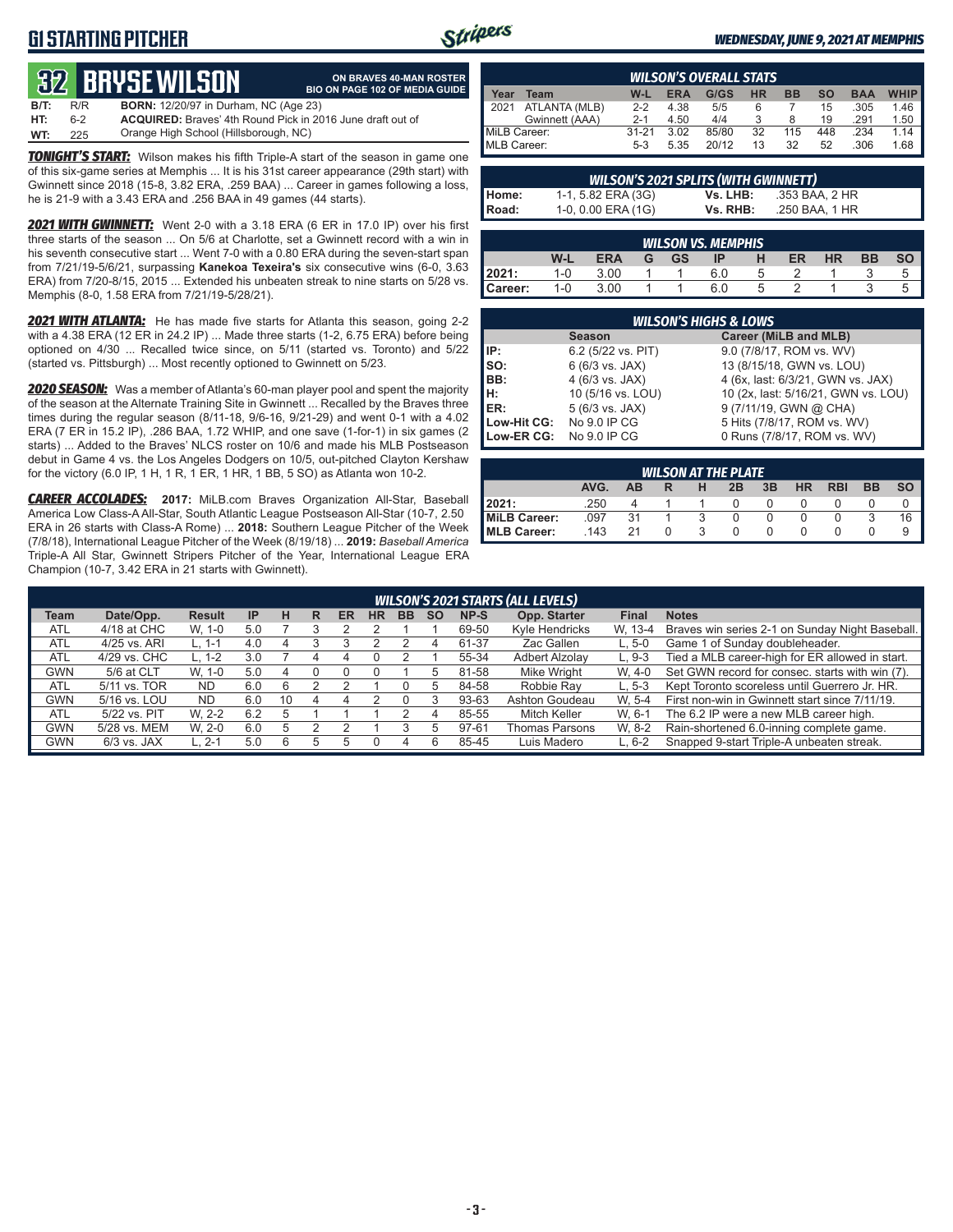# G1 STARTING PITCHER

*WEDNESDAY, JUNE 9, 2021 AT MEMPHIS*

## 32 BRYSE WILSON

**ON BRAVES 40-MAN ROSTER**
**BIO ON PAGE 102 OF MEDIA GUIDE**

**B/T:** R/R **BORN:** 12/20/97 in Durham, NC (Age 23)
**HT:** 6-2 **ACQUIRED:** Braves' 4th Round Pick in 2016 June draft out of
**WT:** 225 Orange High School (Hillsborough, NC)

***TONIGHT'S START:*** Wilson makes his fifth Triple-A start of the season in game one of this six-game series at Memphis ... It is his 31st career appearance (29th start) with Gwinnett since 2018 (15-8, 3.82 ERA, .259 BAA) ... Career in games following a loss, he is 21-9 with a 3.43 ERA and .256 BAA in 49 games (44 starts).

***2021 WITH GWINNETT:*** Went 2-0 with a 3.18 ERA (6 ER in 17.0 IP) over his first three starts of the season ... On 5/6 at Charlotte, set a Gwinnett record with a win in his seventh consecutive start ... Went 7-0 with a 0.80 ERA during the seven-start span from 7/21/19-5/6/21, surpassing **Kanekoa Texeira's** six consecutive wins (6-0, 3.63 ERA) from 7/20-8/15, 2015 ... Extended his unbeaten streak to nine starts on 5/28 vs. Memphis (8-0, 1.58 ERA from 7/21/19-5/28/21).

***2021 WITH ATLANTA:*** He has made five starts for Atlanta this season, going 2-2 with a 4.38 ERA (12 ER in 24.2 IP) ... Made three starts (1-2, 6.75 ERA) before being optioned on 4/30 ... Recalled twice since, on 5/11 (started vs. Toronto) and 5/22 (started vs. Pittsburgh) ... Most recently optioned to Gwinnett on 5/23.

***2020 SEASON:*** Was a member of Atlanta's 60-man player pool and spent the majority of the season at the Alternate Training Site in Gwinnett ... Recalled by the Braves three times during the regular season (8/11-18, 9/6-16, 9/21-29) and went 0-1 with a 4.02 ERA (7 ER in 15.2 IP), .286 BAA, 1.72 WHIP, and one save (1-for-1) in six games (2 starts) ... Added to the Braves' NLCS roster on 10/6 and made his MLB Postseason debut in Game 4 vs. the Los Angeles Dodgers on 10/5, out-pitched Clayton Kershaw for the victory (6.0 IP, 1 H, 1 R, 1 ER, 1 HR, 1 BB, 5 SO) as Atlanta won 10-2.

***CAREER ACCOLADES:*** **2017:** MiLB.com Braves Organization All-Star, Baseball America Low Class-A All-Star, South Atlantic League Postseason All-Star (10-7, 2.50 ERA in 26 starts with Class-A Rome) ... **2018:** Southern League Pitcher of the Week (7/8/18), International League Pitcher of the Week (8/19/18) ... **2019:** *Baseball America* Triple-A All Star, Gwinnett Stripers Pitcher of the Year, International League ERA Champion (10-7, 3.42 ERA in 21 starts with Gwinnett).

### WILSON'S OVERALL STATS

| Year | Team | W-L | ERA | G/GS | HR | BB | SO | BAA | WHIP |
|---|---|---|---|---|---|---|---|---|---|
| 2021 | ATLANTA (MLB) | 2-2 | 4.38 | 5/5 | 6 | 7 | 15 | .305 | 1.46 |
| | Gwinnett (AAA) | 2-1 | 4.50 | 4/4 | 3 | 8 | 19 | .291 | 1.50 |
| MiLB Career: | | 31-21 | 3.02 | 85/80 | 32 | 115 | 448 | .234 | 1.14 |
| MLB Career: | | 5-3 | 5.35 | 20/12 | 13 | 32 | 52 | .306 | 1.68 |

### WILSON'S 2021 SPLITS (WITH GWINNETT)

| | | | |
|---|---|---|---|
| Home: | 1-1, 5.82 ERA (3G) | Vs. LHB: | .353 BAA, 2 HR |
| Road: | 1-0, 0.00 ERA (1G) | Vs. RHB: | .250 BAA, 1 HR |

### WILSON VS. MEMPHIS

| | W-L | ERA | G | GS | IP | H | ER | HR | BB | SO |
|---|---|---|---|---|---|---|---|---|---|---|
| 2021: | 1-0 | 3.00 | 1 | 1 | 6.0 | 5 | 2 | 1 | 3 | 5 |
| Career: | 1-0 | 3.00 | 1 | 1 | 6.0 | 5 | 2 | 1 | 3 | 5 |

### WILSON'S HIGHS & LOWS

| | Season | Career (MiLB and MLB) |
|---|---|---|
| IP: | 6.2 (5/22 vs. PIT) | 9.0 (7/8/17, ROM vs. WV) |
| SO: | 6 (6/3 vs. JAX) | 13 (8/15/18, GWN vs. LOU) |
| BB: | 4 (6/3 vs. JAX) | 4 (6x, last: 6/3/21, GWN vs. JAX) |
| H: | 10 (5/16 vs. LOU) | 10 (2x, last: 5/16/21, GWN vs. LOU) |
| ER: | 5 (6/3 vs. JAX) | 9 (7/11/19, GWN @ CHA) |
| Low-Hit CG: | No 9.0 IP CG | 5 Hits (7/8/17, ROM vs. WV) |
| Low-ER CG: | No 9.0 IP CG | 0 Runs (7/8/17, ROM vs. WV) |

### WILSON AT THE PLATE

| | AVG. | AB | R | H | 2B | 3B | HR | RBI | BB | SO |
|---|---|---|---|---|---|---|---|---|---|---|
| 2021: | .250 | 4 | 1 | 1 | 0 | 0 | 0 | 0 | 0 | 0 |
| MiLB Career: | .097 | 31 | 1 | 3 | 0 | 0 | 0 | 0 | 3 | 16 |
| MLB Career: | .143 | 21 | 0 | 3 | 0 | 0 | 0 | 0 | 0 | 9 |

### WILSON'S 2021 STARTS (ALL LEVELS)

| Team | Date/Opp. | Result | IP | H | R | ER | HR | BB | SO | NP-S | Opp. Starter | Final | Notes |
|---|---|---|---|---|---|---|---|---|---|---|---|---|---|
| ATL | 4/18 at CHC | W, 1-0 | 5.0 | 7 | 3 | 2 | 2 | 1 | 1 | 69-50 | Kyle Hendricks | W, 13-4 | Braves win series 2-1 on Sunday Night Baseball. |
| ATL | 4/25 vs. ARI | L, 1-1 | 4.0 | 4 | 3 | 3 | 2 | 2 | 4 | 61-37 | Zac Gallen | L, 5-0 | Game 1 of Sunday doubleheader. |
| ATL | 4/29 vs. CHC | L, 1-2 | 3.0 | 7 | 4 | 4 | 0 | 2 | 1 | 55-34 | Adbert Alzolay | L, 9-3 | Tied a MLB career-high for ER allowed in start. |
| GWN | 5/6 at CLT | W, 1-0 | 5.0 | 4 | 0 | 0 | 0 | 1 | 5 | 81-58 | Mike Wright | W, 4-0 | Set GWN record for consec. starts with win (7). |
| ATL | 5/11 vs. TOR | ND | 6.0 | 6 | 2 | 2 | 1 | 0 | 5 | 84-58 | Robbie Ray | L, 5-3 | Kept Toronto scoreless until Guerrero Jr. HR. |
| GWN | 5/16 vs. LOU | ND | 6.0 | 10 | 4 | 4 | 2 | 0 | 3 | 93-63 | Ashton Goudeau | W, 5-4 | First non-win in Gwinnett start since 7/11/19. |
| ATL | 5/22 vs. PIT | W, 2-2 | 6.2 | 5 | 1 | 1 | 1 | 2 | 4 | 85-55 | Mitch Keller | W, 6-1 | The 6.2 IP were a new MLB career high. |
| GWN | 5/28 vs. MEM | W, 2-0 | 6.0 | 5 | 2 | 2 | 1 | 3 | 5 | 97-61 | Thomas Parsons | W, 8-2 | Rain-shortened 6.0-inning complete game. |
| GWN | 6/3 vs. JAX | L, 2-1 | 5.0 | 6 | 5 | 5 | 0 | 4 | 6 | 85-45 | Luis Madero | L, 6-2 | Snapped 9-start Triple-A unbeaten streak. |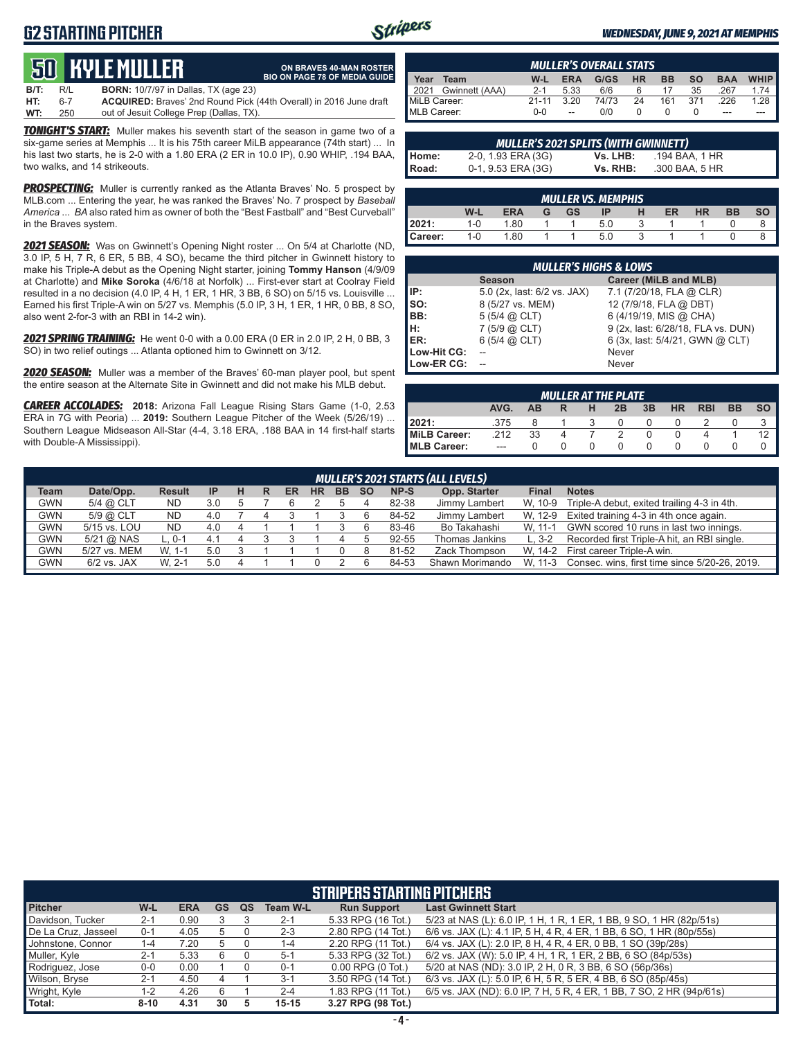## G2 STARTING PITCHER

*WEDNESDAY, JUNE 9, 2021 AT MEMPHIS*

# 50 KYLE MULLER

**ON BRAVES 40-MAN ROSTER**
**BIO ON PAGE 78 OF MEDIA GUIDE**

| | | |
|---|---|---|
| **B/T:** | R/L | **BORN:** 10/7/97 in Dallas, TX (age 23) |
| **HT:** | 6-7 | **ACQUIRED:** Braves' 2nd Round Pick (44th Overall) in 2016 June draft |
| **WT:** | 250 | out of Jesuit College Prep (Dallas, TX). |

***TONIGHT'S START:*** Muller makes his seventh start of the season in game two of a six-game series at Memphis ... It is his 75th career MiLB appearance (74th start) ... In his last two starts, he is 2-0 with a 1.80 ERA (2 ER in 10.0 IP), 0.90 WHIP, .194 BAA, two walks, and 14 strikeouts.

***PROSPECTING:*** Muller is currently ranked as the Atlanta Braves' No. 5 prospect by MLB.com ... Entering the year, he was ranked the Braves' No. 7 prospect by *Baseball America* ... *BA* also rated him as owner of both the "Best Fastball" and "Best Curveball" in the Braves system.

***2021 SEASON:*** Was on Gwinnett's Opening Night roster ... On 5/4 at Charlotte (ND, 3.0 IP, 5 H, 7 R, 6 ER, 5 BB, 4 SO), became the third pitcher in Gwinnett history to make his Triple-A debut as the Opening Night starter, joining **Tommy Hanson** (4/9/09 at Charlotte) and **Mike Soroka** (4/6/18 at Norfolk) ... First-ever start at Coolray Field resulted in a no decision (4.0 IP, 4 H, 1 ER, 1 HR, 3 BB, 6 SO) on 5/15 vs. Louisville ... Earned his first Triple-A win on 5/27 vs. Memphis (5.0 IP, 3 H, 1 ER, 1 HR, 0 BB, 8 SO, also went 2-for-3 with an RBI in 14-2 win).

***2021 SPRING TRAINING:*** He went 0-0 with a 0.00 ERA (0 ER in 2.0 IP, 2 H, 0 BB, 3 SO) in two relief outings ... Atlanta optioned him to Gwinnett on 3/12.

***2020 SEASON:*** Muller was a member of the Braves' 60-man player pool, but spent the entire season at the Alternate Site in Gwinnett and did not make his MLB debut.

***CAREER ACCOLADES:*** **2018:** Arizona Fall League Rising Stars Game (1-0, 2.53 ERA in 7G with Peoria) ... **2019:** Southern League Pitcher of the Week (5/26/19) ... Southern League Midseason All-Star (4-4, 3.18 ERA, .188 BAA in 14 first-half starts with Double-A Mississippi).

### MULLER'S OVERALL STATS

| Year | Team | W-L | ERA | G/GS | HR | BB | SO | BAA | WHIP |
|---|---|---|---|---|---|---|---|---|---|
| 2021 | Gwinnett (AAA) | 2-1 | 5.33 | 6/6 | 6 | 17 | 35 | .267 | 1.74 |
| MiLB Career: | | 21-11 | 3.20 | 74/73 | 24 | 161 | 371 | .226 | 1.28 |
| MLB Career: | | 0-0 | -- | 0/0 | 0 | 0 | 0 | --- | --- |

### MULLER'S 2021 SPLITS (WITH GWINNETT)

| | | | |
|---|---|---|---|
| **Home:** | 2-0, 1.93 ERA (3G) | **Vs. LHB:** | .194 BAA, 1 HR |
| **Road:** | 0-1, 9.53 ERA (3G) | **Vs. RHB:** | .300 BAA, 5 HR |

### MULLER VS. MEMPHIS

| | W-L | ERA | G | GS | IP | H | ER | HR | BB | SO |
|---|---|---|---|---|---|---|---|---|---|---|
| **2021:** | 1-0 | 1.80 | 1 | 1 | 5.0 | 3 | 1 | 1 | 0 | 8 |
| **Career:** | 1-0 | 1.80 | 1 | 1 | 5.0 | 3 | 1 | 1 | 0 | 8 |

### MULLER'S HIGHS & LOWS

| | Season | Career (MiLB and MLB) |
|---|---|---|
| **IP:** | 5.0 (2x, last: 6/2 vs. JAX) | 7.1 (7/20/18, FLA @ CLR) |
| **SO:** | 8 (5/27 vs. MEM) | 12 (7/9/18, FLA @ DBT) |
| **BB:** | 5 (5/4 @ CLT) | 6 (4/19/19, MIS @ CHA) |
| **H:** | 7 (5/9 @ CLT) | 9 (2x, last: 6/28/18, FLA vs. DUN) |
| **ER:** | 6 (5/4 @ CLT) | 6 (3x, last: 5/4/21, GWN @ CLT) |
| **Low-Hit CG:** | -- | Never |
| **Low-ER CG:** | -- | Never |

### MULLER AT THE PLATE

| | AVG. | AB | R | H | 2B | 3B | HR | RBI | BB | SO |
|---|---|---|---|---|---|---|---|---|---|---|
| **2021:** | .375 | 8 | 1 | 3 | 0 | 0 | 0 | 2 | 0 | 3 |
| **MiLB Career:** | .212 | 33 | 4 | 7 | 2 | 0 | 0 | 4 | 1 | 12 |
| **MLB Career:** | --- | 0 | 0 | 0 | 0 | 0 | 0 | 0 | 0 | 0 |

### MULLER'S 2021 STARTS (ALL LEVELS)

| Team | Date/Opp. | Result | IP | H | R | ER | HR | BB | SO | NP-S | Opp. Starter | Final | Notes |
|---|---|---|---|---|---|---|---|---|---|---|---|---|---|
| GWN | 5/4 @ CLT | ND | 3.0 | 5 | 7 | 6 | 2 | 5 | 4 | 82-38 | Jimmy Lambert | W, 10-9 | Triple-A debut, exited trailing 4-3 in 4th. |
| GWN | 5/9 @ CLT | ND | 4.0 | 7 | 4 | 3 | 1 | 3 | 6 | 84-52 | Jimmy Lambert | W, 12-9 | Exited training 4-3 in 4th once again. |
| GWN | 5/15 vs. LOU | ND | 4.0 | 4 | 1 | 1 | 1 | 3 | 6 | 83-46 | Bo Takahashi | W, 11-1 | GWN scored 10 runs in last two innings. |
| GWN | 5/21 @ NAS | L, 0-1 | 4.1 | 4 | 3 | 3 | 1 | 4 | 5 | 92-55 | Thomas Jankins | L, 3-2 | Recorded first Triple-A hit, an RBI single. |
| GWN | 5/27 vs. MEM | W, 1-1 | 5.0 | 3 | 1 | 1 | 1 | 0 | 8 | 81-52 | Zack Thompson | W, 14-2 | First career Triple-A win. |
| GWN | 6/2 vs. JAX | W, 2-1 | 5.0 | 4 | 1 | 1 | 0 | 2 | 6 | 84-53 | Shawn Morimando | W, 11-3 | Consec. wins, first time since 5/20-26, 2019. |

### STRIPERS STARTING PITCHERS

| Pitcher | W-L | ERA | GS | QS | Team W-L | Run Support | Last Gwinnett Start |
|---|---|---|---|---|---|---|---|
| Davidson, Tucker | 2-1 | 0.90 | 3 | 3 | 2-1 | 5.33 RPG (16 Tot.) | 5/23 at NAS (L): 6.0 IP, 1 H, 1 R, 1 ER, 1 BB, 9 SO, 1 HR (82p/51s) |
| De La Cruz, Jasseel | 0-1 | 4.05 | 5 | 0 | 2-3 | 2.80 RPG (14 Tot.) | 6/6 vs. JAX (L): 4.1 IP, 5 H, 4 R, 4 ER, 1 BB, 6 SO, 1 HR (80p/55s) |
| Johnstone, Connor | 1-4 | 7.20 | 5 | 0 | 1-4 | 2.20 RPG (11 Tot.) | 6/4 vs. JAX (L): 2.0 IP, 8 H, 4 R, 4 ER, 0 BB, 1 SO (39p/28s) |
| Muller, Kyle | 2-1 | 5.33 | 6 | 0 | 5-1 | 5.33 RPG (32 Tot.) | 6/2 vs. JAX (W): 5.0 IP, 4 H, 1 R, 1 ER, 2 BB, 6 SO (84p/53s) |
| Rodriguez, Jose | 0-0 | 0.00 | 1 | 0 | 0-1 | 0.00 RPG (0 Tot.) | 5/20 at NAS (ND): 3.0 IP, 2 H, 0 R, 3 BB, 6 SO (56p/36s) |
| Wilson, Bryse | 2-1 | 4.50 | 4 | 1 | 3-1 | 3.50 RPG (14 Tot.) | 6/3 vs. JAX (L): 5.0 IP, 6 H, 5 R, 5 ER, 4 BB, 6 SO (85p/45s) |
| Wright, Kyle | 1-2 | 4.26 | 6 | 1 | 2-4 | 1.83 RPG (11 Tot.) | 6/5 vs. JAX (ND): 6.0 IP, 7 H, 5 R, 4 ER, 1 BB, 7 SO, 2 HR (94p/61s) |
| **Total:** | **8-10** | **4.31** | **30** | **5** | **15-15** | **3.27 RPG (98 Tot.)** | |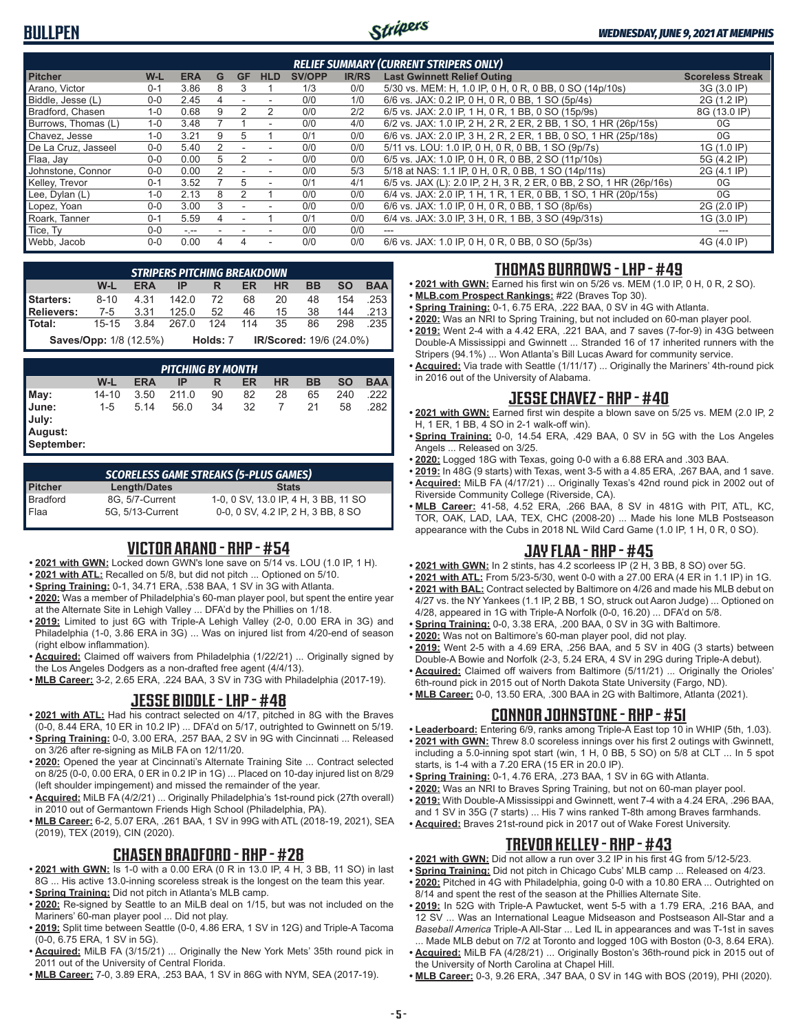## BULLPEN

*WEDNESDAY, JUNE 9, 2021 AT MEMPHIS*

| RELIEF SUMMARY (CURRENT STRIPERS ONLY) | | | | | | | | | |
|---|---|---|---|---|---|---|---|---|---|
| **Pitcher** | **W-L** | **ERA** | **G** | **GF** | **HLD** | **SV/OPP** | **IR/RS** | **Last Gwinnett Relief Outing** | **Scoreless Streak** |
| Arano, Victor | 0-1 | 3.86 | 8 | 3 | 1 | 1/3 | 0/0 | 5/30 vs. MEM: H, 1.0 IP, 0 H, 0 R, 0 BB, 0 SO (14p/10s) | 3G (3.0 IP) |
| Biddle, Jesse (L) | 0-0 | 2.45 | 4 | - | - | 0/0 | 1/0 | 6/6 vs. JAX: 0.2 IP, 0 H, 0 R, 0 BB, 1 SO (5p/4s) | 2G (1.2 IP) |
| Bradford, Chasen | 1-0 | 0.68 | 9 | 2 | 2 | 0/0 | 2/2 | 6/5 vs. JAX: 2.0 IP, 1 H, 0 R, 1 BB, 0 SO (15p/9s) | 8G (13.0 IP) |
| Burrows, Thomas (L) | 1-0 | 3.48 | 7 | 1 | - | 0/0 | 4/0 | 6/2 vs. JAX: 1.0 IP, 2 H, 2 R, 2 ER, 2 BB, 1 SO, 1 HR (26p/15s) | 0G |
| Chavez, Jesse | 1-0 | 3.21 | 9 | 5 | 1 | 0/1 | 0/0 | 6/6 vs. JAX: 2.0 IP, 3 H, 2 R, 2 ER, 1 BB, 0 SO, 1 HR (25p/18s) | 0G |
| De La Cruz, Jasseel | 0-0 | 5.40 | 2 | - | - | 0/0 | 0/0 | 5/11 vs. LOU: 1.0 IP, 0 H, 0 R, 0 BB, 1 SO (9p/7s) | 1G (1.0 IP) |
| Flaa, Jay | 0-0 | 0.00 | 5 | 2 | - | 0/0 | 0/0 | 6/5 vs. JAX: 1.0 IP, 0 H, 0 R, 0 BB, 2 SO (11p/10s) | 5G (4.2 IP) |
| Johnstone, Connor | 0-0 | 0.00 | 2 | - | - | 0/0 | 5/3 | 5/18 at NAS: 1.1 IP, 0 H, 0 R, 0 BB, 1 SO (14p/11s) | 2G (4.1 IP) |
| Kelley, Trevor | 0-1 | 3.52 | 7 | 5 | - | 0/1 | 4/1 | 6/5 vs. JAX (L): 2.0 IP, 2 H, 3 R, 2 ER, 0 BB, 2 SO, 1 HR (26p/16s) | 0G |
| Lee, Dylan (L) | 1-0 | 2.13 | 8 | 2 | 1 | 0/0 | 0/0 | 6/4 vs. JAX: 2.0 IP, 1 H, 1 R, 1 ER, 0 BB, 1 SO, 1 HR (20p/15s) | 0G |
| Lopez, Yoan | 0-0 | 3.00 | 3 | - | - | 0/0 | 0/0 | 6/6 vs. JAX: 1.0 IP, 0 H, 0 R, 0 BB, 1 SO (8p/6s) | 2G (2.0 IP) |
| Roark, Tanner | 0-1 | 5.59 | 4 | - | 1 | 0/1 | 0/0 | 6/4 vs. JAX: 3.0 IP, 3 H, 0 R, 1 BB, 3 SO (49p/31s) | 1G (3.0 IP) |
| Tice, Ty | 0-0 | -.-- | - | - | - | 0/0 | 0/0 | --- | --- |
| Webb, Jacob | 0-0 | 0.00 | 4 | 4 | - | 0/0 | 0/0 | 6/6 vs. JAX: 1.0 IP, 0 H, 0 R, 0 BB, 0 SO (5p/3s) | 4G (4.0 IP) |

| STRIPERS PITCHING BREAKDOWN | | | | | | | | | |
|---|---|---|---|---|---|---|---|---|---|
| | **W-L** | **ERA** | **IP** | **R** | **ER** | **HR** | **BB** | **SO** | **BAA** |
| **Starters:** | 8-10 | 4.31 | 142.0 | 72 | 68 | 20 | 48 | 154 | .253 |
| **Relievers:** | 7-5 | 3.31 | 125.0 | 52 | 46 | 15 | 38 | 144 | .213 |
| **Total:** | 15-15 | 3.84 | 267.0 | 124 | 114 | 35 | 86 | 298 | .235 |
| **Saves/Opp:** 1/8 (12.5%) | | | **Holds:** 7 | | **IR/Scored:** 19/6 (24.0%) | | | | |

| PITCHING BY MONTH | | | | | | | | | |
|---|---|---|---|---|---|---|---|---|---|
| | **W-L** | **ERA** | **IP** | **R** | **ER** | **HR** | **BB** | **SO** | **BAA** |
| **May:** | 14-10 | 3.50 | 211.0 | 90 | 82 | 28 | 65 | 240 | .222 |
| **June:** | 1-5 | 5.14 | 56.0 | 34 | 32 | 7 | 21 | 58 | .282 |
| **July:** | | | | | | | | | |
| **August:** | | | | | | | | | |
| **September:** | | | | | | | | | |

| SCORELESS GAME STREAKS (5-PLUS GAMES) | | |
|---|---|---|
| **Pitcher** | **Length/Dates** | **Stats** |
| Bradford | 8G, 5/7-Current | 1-0, 0 SV, 13.0 IP, 4 H, 3 BB, 11 SO |
| Flaa | 5G, 5/13-Current | 0-0, 0 SV, 4.2 IP, 2 H, 3 BB, 8 SO |

## VICTOR ARANO - RHP - #54

- **2021 with GWN:** Locked down GWN's lone save on 5/14 vs. LOU (1.0 IP, 1 H).
- **2021 with ATL:** Recalled on 5/8, but did not pitch ... Optioned on 5/10.
- **Spring Training:** 0-1, 34.71 ERA, .538 BAA, 1 SV in 3G with Atlanta.
- **2020:** Was a member of Philadelphia's 60-man player pool, but spent the entire year at the Alternate Site in Lehigh Valley ... DFA'd by the Phillies on 1/18.
- **2019:** Limited to just 6G with Triple-A Lehigh Valley (2-0, 0.00 ERA in 3G) and Philadelphia (1-0, 3.86 ERA in 3G) ... Was on injured list from 4/20-end of season (right elbow inflammation).
- **Acquired:** Claimed off waivers from Philadelphia (1/22/21) ... Originally signed by the Los Angeles Dodgers as a non-drafted free agent (4/4/13).
- **MLB Career:** 3-2, 2.65 ERA, .224 BAA, 3 SV in 73G with Philadelphia (2017-19).

## JESSE BIDDLE - LHP - #48

- **2021 with ATL:** Had his contract selected on 4/17, pitched in 8G with the Braves (0-0, 8.44 ERA, 10 ER in 10.2 IP) ... DFA'd on 5/17, outrighted to Gwinnett on 5/19.
- **Spring Training:** 0-0, 3.00 ERA, .257 BAA, 2 SV in 9G with Cincinnati ... Released on 3/26 after re-signing as MiLB FA on 12/11/20.
- **2020:** Opened the year at Cincinnati's Alternate Training Site ... Contract selected on 8/25 (0-0, 0.00 ERA, 0 ER in 0.2 IP in 1G) ... Placed on 10-day injured list on 8/29 (left shoulder impingement) and missed the remainder of the year.
- **Acquired:** MiLB FA (4/2/21) ... Originally Philadelphia's 1st-round pick (27th overall) in 2010 out of Germantown Friends High School (Philadelphia, PA).
- **MLB Career:** 6-2, 5.07 ERA, .261 BAA, 1 SV in 99G with ATL (2018-19, 2021), SEA (2019), TEX (2019), CIN (2020).

## CHASEN BRADFORD - RHP - #28

- **2021 with GWN:** Is 1-0 with a 0.00 ERA (0 R in 13.0 IP, 4 H, 3 BB, 11 SO) in last 8G ... His active 13.0-inning scoreless streak is the longest on the team this year.
- **Spring Training:** Did not pitch in Atlanta's MLB camp.
- **2020:** Re-signed by Seattle to an MiLB deal on 1/15, but was not included on the Mariners' 60-man player pool ... Did not play.
- **2019:** Split time between Seattle (0-0, 4.86 ERA, 1 SV in 12G) and Triple-A Tacoma (0-0, 6.75 ERA, 1 SV in 5G).
- **Acquired:** MiLB FA (3/15/21) ... Originally the New York Mets' 35th round pick in 2011 out of the University of Central Florida.
- **MLB Career:** 7-0, 3.89 ERA, .253 BAA, 1 SV in 86G with NYM, SEA (2017-19).

## THOMAS BURROWS - LHP - #49

- **2021 with GWN:** Earned his first win on 5/26 vs. MEM (1.0 IP, 0 H, 0 R, 2 SO).
- **MLB.com Prospect Rankings:** #22 (Braves Top 30).
- **Spring Training:** 0-1, 6.75 ERA, .222 BAA, 0 SV in 4G with Atlanta.
- **2020:** Was an NRI to Spring Training, but not included on 60-man player pool.
- **2019:** Went 2-4 with a 4.42 ERA, .221 BAA, and 7 saves (7-for-9) in 43G between Double-A Mississippi and Gwinnett ... Stranded 16 of 17 inherited runners with the Stripers (94.1%) ... Won Atlanta's Bill Lucas Award for community service.
- **Acquired:** Via trade with Seattle (1/11/17) ... Originally the Mariners' 4th-round pick in 2016 out of the University of Alabama.

## JESSE CHAVEZ - RHP - #40

- **2021 with GWN:** Earned first win despite a blown save on 5/25 vs. MEM (2.0 IP, 2 H, 1 ER, 1 BB, 4 SO in 2-1 walk-off win).
- **Spring Training:** 0-0, 14.54 ERA, .429 BAA, 0 SV in 5G with the Los Angeles Angels ... Released on 3/25.
- **2020:** Logged 18G with Texas, going 0-0 with a 6.88 ERA and .303 BAA.
- **2019:** In 48G (9 starts) with Texas, went 3-5 with a 4.85 ERA, .267 BAA, and 1 save.
- **Acquired:** MiLB FA (4/17/21) ... Originally Texas's 42nd round pick in 2002 out of Riverside Community College (Riverside, CA).
- **MLB Career:** 41-58, 4.52 ERA, .266 BAA, 8 SV in 481G with PIT, ATL, KC, TOR, OAK, LAD, LAA, TEX, CHC (2008-20) ... Made his lone MLB Postseason appearance with the Cubs in 2018 NL Wild Card Game (1.0 IP, 1 H, 0 R, 0 SO).

## JAY FLAA - RHP - #45

- **2021 with GWN:** In 2 stints, has 4.2 scoreless IP (2 H, 3 BB, 8 SO) over 5G.
- **2021 with ATL:** From 5/23-5/30, went 0-0 with a 27.00 ERA (4 ER in 1.1 IP) in 1G.
- **2021 with BAL:** Contract selected by Baltimore on 4/26 and made his MLB debut on 4/27 vs. the NY Yankees (1.1 IP, 2 BB, 1 SO, struck out Aaron Judge) ... Optioned on 4/28, appeared in 1G with Triple-A Norfolk (0-0, 16.20) ... DFA'd on 5/8.
- **Spring Training:** 0-0, 3.38 ERA, .200 BAA, 0 SV in 3G with Baltimore.
- **2020:** Was not on Baltimore's 60-man player pool, did not play.
- **2019:** Went 2-5 with a 4.69 ERA, .256 BAA, and 5 SV in 40G (3 starts) between Double-A Bowie and Norfolk (2-3, 5.24 ERA, 4 SV in 29G during Triple-A debut).
- **Acquired:** Claimed off waivers from Baltimore (5/11/21) ... Originally the Orioles' 6th-round pick in 2015 out of North Dakota State University (Fargo, ND).
- **MLB Career:** 0-0, 13.50 ERA, .300 BAA in 2G with Baltimore, Atlanta (2021).

## CONNOR JOHNSTONE - RHP - #51

- **Leaderboard:** Entering 6/9, ranks among Triple-A East top 10 in WHIP (5th, 1.03).
- **2021 with GWN:** Threw 8.0 scoreless innings over his first 2 outings with Gwinnett, including a 5.0-inning spot start (win, 1 H, 0 BB, 5 SO) on 5/8 at CLT ... In 5 spot starts, is 1-4 with a 7.20 ERA (15 ER in 20.0 IP).
- **Spring Training:** 0-1, 4.76 ERA, .273 BAA, 1 SV in 6G with Atlanta.
- **2020:** Was an NRI to Braves Spring Training, but not on 60-man player pool.
- **2019:** With Double-A Mississippi and Gwinnett, went 7-4 with a 4.24 ERA, .296 BAA, and 1 SV in 35G (7 starts) ... His 7 wins ranked T-8th among Braves farmhands.
- **Acquired:** Braves 21st-round pick in 2017 out of Wake Forest University.

## TREVOR KELLEY - RHP - #43

- **2021 with GWN:** Did not allow a run over 3.2 IP in his first 4G from 5/12-5/23.
- **Spring Training:** Did not pitch in Chicago Cubs' MLB camp ... Released on 4/23.
- **2020:** Pitched in 4G with Philadelphia, going 0-0 with a 10.80 ERA ... Outrighted on 8/14 and spent the rest of the season at the Phillies Alternate Site.
- **2019:** In 52G with Triple-A Pawtucket, went 5-5 with a 1.79 ERA, .216 BAA, and 12 SV ... Was an International League Midseason and Postseason All-Star and a *Baseball America* Triple-A All-Star ... Led IL in appearances and was T-1st in saves ... Made MLB debut on 7/2 at Toronto and logged 10G with Boston (0-3, 8.64 ERA).
- **Acquired:** MiLB FA (4/28/21) ... Originally Boston's 36th-round pick in 2015 out of the University of North Carolina at Chapel Hill.
- **MLB Career:** 0-3, 9.26 ERA, .347 BAA, 0 SV in 14G with BOS (2019), PHI (2020).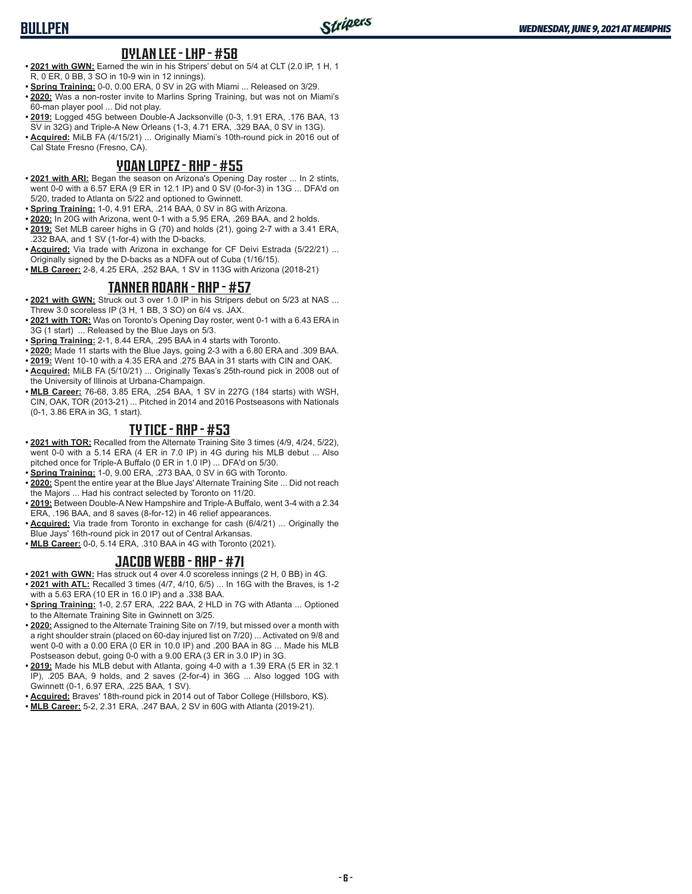## DYLAN LEE - LHP - #58

- **2021 with GWN:** Earned the win in his Stripers' debut on 5/4 at CLT (2.0 IP, 1 H, 1 R, 0 ER, 0 BB, 3 SO in 10-9 win in 12 innings).
- **Spring Training:** 0-0, 0.00 ERA, 0 SV in 2G with Miami ... Released on 3/29.
- **2020:** Was a non-roster invite to Marlins Spring Training, but was not on Miami's 60-man player pool ... Did not play.
- **2019:** Logged 45G between Double-A Jacksonville (0-3, 1.91 ERA, .176 BAA, 13 SV in 32G) and Triple-A New Orleans (1-3, 4.71 ERA, .329 BAA, 0 SV in 13G).
- **Acquired:** MiLB FA (4/15/21) ... Originally Miami's 10th-round pick in 2016 out of Cal State Fresno (Fresno, CA).

## YOAN LOPEZ - RHP - #55

- **2021 with ARI:** Began the season on Arizona's Opening Day roster ... In 2 stints, went 0-0 with a 6.57 ERA (9 ER in 12.1 IP) and 0 SV (0-for-3) in 13G ... DFA'd on 5/20, traded to Atlanta on 5/22 and optioned to Gwinnett.
- **Spring Training:** 1-0, 4.91 ERA, .214 BAA, 0 SV in 8G with Arizona.
- **2020:** In 20G with Arizona, went 0-1 with a 5.95 ERA, .269 BAA, and 2 holds.
- **2019:** Set MLB career highs in G (70) and holds (21), going 2-7 with a 3.41 ERA, .232 BAA, and 1 SV (1-for-4) with the D-backs.
- **Acquired:** Via trade with Arizona in exchange for CF Deivi Estrada (5/22/21) ... Originally signed by the D-backs as a NDFA out of Cuba (1/16/15).
- **MLB Career:** 2-8, 4.25 ERA, .252 BAA, 1 SV in 113G with Arizona (2018-21)

## TANNER ROARK - RHP - #57

- **2021 with GWN:** Struck out 3 over 1.0 IP in his Stripers debut on 5/23 at NAS ... Threw 3.0 scoreless IP (3 H, 1 BB, 3 SO) on 6/4 vs. JAX.
- **2021 with TOR:** Was on Toronto's Opening Day roster, went 0-1 with a 6.43 ERA in 3G (1 start) ... Released by the Blue Jays on 5/3.
- **Spring Training:** 2-1, 8.44 ERA, .295 BAA in 4 starts with Toronto.
- **2020:** Made 11 starts with the Blue Jays, going 2-3 with a 6.80 ERA and .309 BAA.
- **2019:** Went 10-10 with a 4.35 ERA and .275 BAA in 31 starts with CIN and OAK.
- **Acquired:** MiLB FA (5/10/21) ... Originally Texas's 25th-round pick in 2008 out of the University of Illinois at Urbana-Champaign.
- **MLB Career:** 76-68, 3.85 ERA, .254 BAA, 1 SV in 227G (184 starts) with WSH, CIN, OAK, TOR (2013-21) ... Pitched in 2014 and 2016 Postseasons with Nationals (0-1, 3.86 ERA in 3G, 1 start).

## TY TICE - RHP - #53

- **2021 with TOR:** Recalled from the Alternate Training Site 3 times (4/9, 4/24, 5/22), went 0-0 with a 5.14 ERA (4 ER in 7.0 IP) in 4G during his MLB debut ... Also pitched once for Triple-A Buffalo (0 ER in 1.0 IP) ... DFA'd on 5/30.
- **Spring Training:** 1-0, 9.00 ERA, .273 BAA, 0 SV in 6G with Toronto.
- **2020:** Spent the entire year at the Blue Jays' Alternate Training Site ... Did not reach the Majors ... Had his contract selected by Toronto on 11/20.
- **2019:** Between Double-A New Hampshire and Triple-A Buffalo, went 3-4 with a 2.34 ERA, .196 BAA, and 8 saves (8-for-12) in 46 relief appearances.
- **Acquired:** Via trade from Toronto in exchange for cash (6/4/21) ... Originally the Blue Jays' 16th-round pick in 2017 out of Central Arkansas.
- **MLB Career:** 0-0, 5.14 ERA, .310 BAA in 4G with Toronto (2021).

## JACOB WEBB - RHP - #71

- **2021 with GWN:** Has struck out 4 over 4.0 scoreless innings (2 H, 0 BB) in 4G.
- **2021 with ATL:** Recalled 3 times (4/7, 4/10, 6/5) ... In 16G with the Braves, is 1-2 with a 5.63 ERA (10 ER in 16.0 IP) and a .338 BAA.
- **Spring Training:** 1-0, 2.57 ERA, .222 BAA, 2 HLD in 7G with Atlanta ... Optioned to the Alternate Training Site in Gwinnett on 3/25.
- **2020:** Assigned to the Alternate Training Site on 7/19, but missed over a month with a right shoulder strain (placed on 60-day injured list on 7/20) ... Activated on 9/8 and went 0-0 with a 0.00 ERA (0 ER in 10.0 IP) and .200 BAA in 8G ... Made his MLB Postseason debut, going 0-0 with a 9.00 ERA (3 ER in 3.0 IP) in 3G.
- **2019:** Made his MLB debut with Atlanta, going 4-0 with a 1.39 ERA (5 ER in 32.1 IP), .205 BAA, 9 holds, and 2 saves (2-for-4) in 36G ... Also logged 10G with Gwinnett (0-1, 6.97 ERA, .225 BAA, 1 SV).
- **Acquired:** Braves' 18th-round pick in 2014 out of Tabor College (Hillsboro, KS).
- **MLB Career:** 5-2, 2.31 ERA, .247 BAA, 2 SV in 60G with Atlanta (2019-21).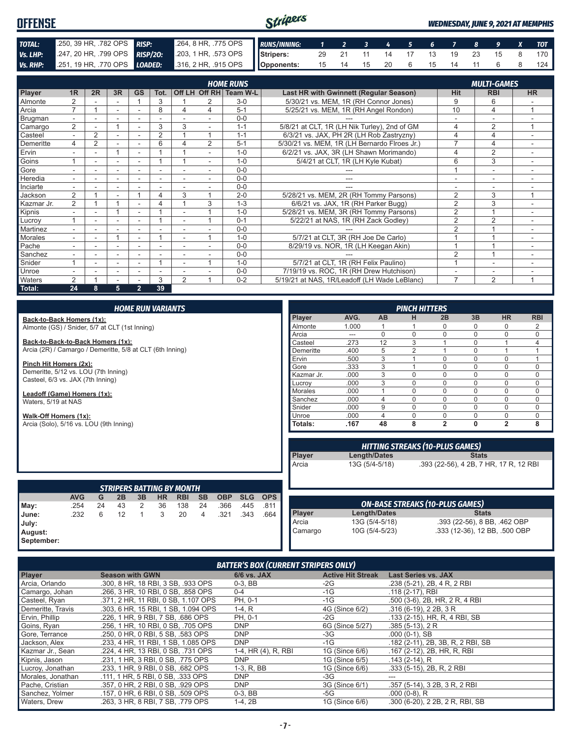# OFFENSE

*WEDNESDAY, JUNE 9, 2021 AT MEMPHIS*

| | | | |
|---|---|---|---|
| **TOTAL:** | .250, 39 HR, .782 OPS | **RISP:** | .264, 8 HR, .775 OPS |
| **Vs. LHP:** | .247, 20 HR, .799 OPS | **RISP/2O:** | .203, 1 HR, .573 OPS |
| **Vs. RHP:** | .251, 19 HR, .770 OPS | **LOADED:** | .316, 2 HR, .915 OPS |

| RUNS/INNING: | 1 | 2 | 3 | 4 | 5 | 6 | 7 | 8 | 9 | X | TOT |
|---|---|---|---|---|---|---|---|---|---|---|---|
| Stripers: | 29 | 21 | 11 | 14 | 17 | 13 | 19 | 23 | 15 | 8 | 170 |
| Opponents: | 15 | 14 | 15 | 20 | 6 | 15 | 14 | 11 | 6 | 8 | 124 |

## HOME RUNS / MULTI-GAMES

| Player | 1R | 2R | 3R | GS | Tot. | Off LH | Off RH | Team W-L | Last HR with Gwinnett (Regular Season) | Hit | RBI | HR |
|---|---|---|---|---|---|---|---|---|---|---|---|---|
| Almonte | 2 | - | - | 1 | 3 | 1 | 2 | 3-0 | 5/30/21 vs. MEM, 1R (RH Connor Jones) | 9 | 6 | - |
| Arcia | 7 | 1 | - | - | 8 | 4 | 4 | 5-1 | 5/25/21 vs. MEM, 1R (RH Angel Rondon) | 10 | 4 | 1 |
| Brugman | - | - | - | - | - | - | - | 0-0 | --- | - | - | - |
| Camargo | 2 | - | 1 | - | 3 | 3 | - | 1-1 | 5/8/21 at CLT, 1R (LH Nik Turley), 2nd of GM | 4 | 2 | 1 |
| Casteel | - | 2 | - | - | 2 | 1 | 1 | 1-1 | 6/3/21 vs. JAX, PH 2R (LH Rob Zastryzny) | 4 | 4 | - |
| Demeritte | 4 | 2 | - | - | 6 | 4 | 2 | 5-1 | 5/30/21 vs. MEM, 1R (LH Bernardo Flroes Jr.) | 7 | 4 | - |
| Ervin | - | - | 1 | - | 1 | 1 | - | 1-0 | 6/2/21 vs. JAX, 3R (LH Shawn Morimando) | 4 | 2 | - |
| Goins | 1 | - | - | - | 1 | 1 | - | 1-0 | 5/4/21 at CLT, 1R (LH Kyle Kubat) | 6 | 3 | - |
| Gore | - | - | - | - | - | - | - | 0-0 | --- | 1 | - | - |
| Heredia | - | - | - | - | - | - | - | 0-0 | --- | - | - | - |
| Inciarte | - | - | - | - | - | - | - | 0-0 | --- | - | - | - |
| Jackson | 2 | 1 | - | 1 | 4 | 3 | 1 | 2-0 | 5/28/21 vs. MEM, 2R (RH Tommy Parsons) | 2 | 3 | 1 |
| Kazmar Jr. | 2 | 1 | 1 | - | 4 | 1 | 3 | 1-3 | 6/6/21 vs. JAX, 1R (RH Parker Bugg) | 2 | 3 | - |
| Kipnis | - | - | 1 | - | 1 | - | 1 | 1-0 | 5/28/21 vs. MEM, 3R (RH Tommy Parsons) | 2 | 1 | - |
| Lucroy | 1 | - | - | - | 1 | - | 1 | 0-1 | 5/22/21 at NAS, 1R (RH Zack Godley) | 2 | 2 | - |
| Martinez | - | - | - | - | - | - | - | 0-0 | --- | 2 | 1 | - |
| Morales | - | - | 1 | - | 1 | - | 1 | 1-0 | 5/7/21 at CLT, 3R (RH Joe De Carlo) | 1 | 1 | - |
| Pache | - | - | - | - | - | - | - | 0-0 | 8/29/19 vs. NOR, 1R (LH Keegan Akin) | 1 | 1 | - |
| Sanchez | - | - | - | - | - | - | - | 0-0 | --- | 2 | 1 | - |
| Snider | 1 | - | - | - | 1 | - | 1 | 1-0 | 5/7/21 at CLT, 1R (RH Felix Paulino) | 1 | - | - |
| Unroe | - | - | - | - | - | - | - | 0-0 | 7/19/19 vs. ROC, 1R (RH Drew Hutchison) | - | - | - |
| Waters | 2 | 1 | - | - | 3 | 2 | 1 | 0-2 | 5/19/21 at NAS, 1R/Leadoff (LH Wade LeBlanc) | 7 | 2 | 1 |
| **Total:** | **24** | **8** | **5** | **2** | **39** | | | | | | | |

## HOME RUN VARIANTS

**Back-to-Back Homers (1x):**
Almonte (GS) / Snider, 5/7 at CLT (1st Inning)

**Back-to-Back-to-Back Homers (1x):**
Arcia (2R) / Camargo / Demeritte, 5/8 at CLT (6th Inning)

**Pinch Hit Homers (2x):**
Demeritte, 5/12 vs. LOU (7th Inning)
Casteel, 6/3 vs. JAX (7th Inning)

**Leadoff (Game) Homers (1x):**
Waters, 5/19 at NAS

**Walk-Off Homers (1x):**
Arcia (Solo), 5/16 vs. LOU (9th Inning)

## PINCH HITTERS

| Player | AVG. | AB | H | 2B | 3B | HR | RBI |
|---|---|---|---|---|---|---|---|
| Almonte | 1.000 | 1 | 1 | 0 | 0 | 0 | 2 |
| Arcia | --- | 0 | 0 | 0 | 0 | 0 | 0 |
| Casteel | .273 | 12 | 3 | 1 | 0 | 1 | 4 |
| Demeritte | .400 | 5 | 2 | 1 | 0 | 1 | 1 |
| Ervin | .500 | 3 | 1 | 0 | 0 | 0 | 1 |
| Gore | .333 | 3 | 1 | 0 | 0 | 0 | 0 |
| Kazmar Jr. | .000 | 3 | 0 | 0 | 0 | 0 | 0 |
| Lucroy | .000 | 3 | 0 | 0 | 0 | 0 | 0 |
| Morales | .000 | 1 | 0 | 0 | 0 | 0 | 0 |
| Sanchez | .000 | 4 | 0 | 0 | 0 | 0 | 0 |
| Snider | .000 | 9 | 0 | 0 | 0 | 0 | 0 |
| Unroe | .000 | 4 | 0 | 0 | 0 | 0 | 0 |
| **Totals:** | **.167** | **48** | **8** | **2** | **0** | **2** | **8** |

## HITTING STREAKS (10-PLUS GAMES)

| Player | Length/Dates | Stats |
|---|---|---|
| Arcia | 13G (5/4-5/18) | .393 (22-56), 4 2B, 7 HR, 17 R, 12 RBI |

## STRIPERS BATTING BY MONTH

| | AVG | G | 2B | 3B | HR | RBI | SB | OBP | SLG | OPS |
|---|---|---|---|---|---|---|---|---|---|---|
| May: | .254 | 24 | 43 | 2 | 36 | 138 | 24 | .366 | .445 | .811 |
| June: | .232 | 6 | 12 | 1 | 3 | 20 | 4 | .321 | .343 | .664 |
| July: | | | | | | | | | | |
| August: | | | | | | | | | | |
| September: | | | | | | | | | | |

## ON-BASE STREAKS (10-PLUS GAMES)

| Player | Length/Dates | Stats |
|---|---|---|
| Arcia | 13G (5/4-5/18) | .393 (22-56), 8 BB, .462 OBP |
| Camargo | 10G (5/4-5/23) | .333 (12-36), 12 BB, .500 OBP |

## BATTER'S BOX (CURRENT STRIPERS ONLY)

| Player | Season with GWN | 6/6 vs. JAX | Active Hit Streak | Last Series vs. JAX |
|---|---|---|---|---|
| Arcia, Orlando | .300, 8 HR, 18 RBI, 3 SB, .933 OPS | 0-3, BB | -2G | .238 (5-21), 2B, 4 R, 2 RBI |
| Camargo, Johan | .266, 3 HR, 10 RBI, 0 SB, .858 OPS | 0-4 | -1G | .118 (2-17), RBI |
| Casteel, Ryan | .371, 2 HR, 11 RBI, 0 SB, 1.107 OPS | PH, 0-1 | -1G | .500 (3-6), 2B, HR, 2 R, 4 RBI |
| Demeritte, Travis | .303, 6 HR, 15 RBI, 1 SB, 1.094 OPS | 1-4, R | 4G (Since 6/2) | .316 (6-19), 2 2B, 3 R |
| Ervin, Phillip | .226, 1 HR, 9 RBI, 7 SB, .686 OPS | PH, 0-1 | -2G | .133 (2-15), HR, R, 4 RBI, SB |
| Goins, Ryan | .256, 1 HR, 10 RBI, 0 SB, .705 OPS | DNP | 6G (Since 5/27) | .385 (5-13), 2 R |
| Gore, Terrance | .250, 0 HR, 0 RBI, 5 SB, .583 OPS | DNP | -3G | .000 (0-1), SB |
| Jackson, Alex | .233, 4 HR, 11 RBI, 1 SB, 1.085 OPS | DNP | -1G | .182 (2-11), 2B, 3B, R, 2 RBI, SB |
| Kazmar Jr., Sean | .224, 4 HR, 13 RBI, 0 SB, .731 OPS | 1-4, HR (4), R, RBI | 1G (Since 6/6) | .167 (2-12), 2B, HR, R, RBI |
| Kipnis, Jason | .231, 1 HR, 3 RBI, 0 SB, .775 OPS | DNP | 1G (Since 6/5) | .143 (2-14), R |
| Lucroy, Jonathan | .233, 1 HR, 9 RBI, 0 SB, .682 OPS | 1-3, R, BB | 1G (Since 6/6) | .333 (5-15), 2B, R, 2 RBI |
| Morales, Jonathan | .111, 1 HR, 5 RBI, 0 SB, .333 OPS | DNP | -3G | --- |
| Pache, Cristian | .357, 0 HR, 2 RBI, 0 SB, .929 OPS | DNP | 3G (Since 6/1) | .357 (5-14), 3 2B, 3 R, 2 RBI |
| Sanchez, Yolmer | .157, 0 HR, 6 RBI, 0 SB, .509 OPS | 0-3, BB | -5G | .000 (0-8), R |
| Waters, Drew | .263, 3 HR, 8 RBI, 7 SB, .779 OPS | 1-4, 2B | 1G (Since 6/6) | .300 (6-20), 2 2B, 2 R, RBI, SB |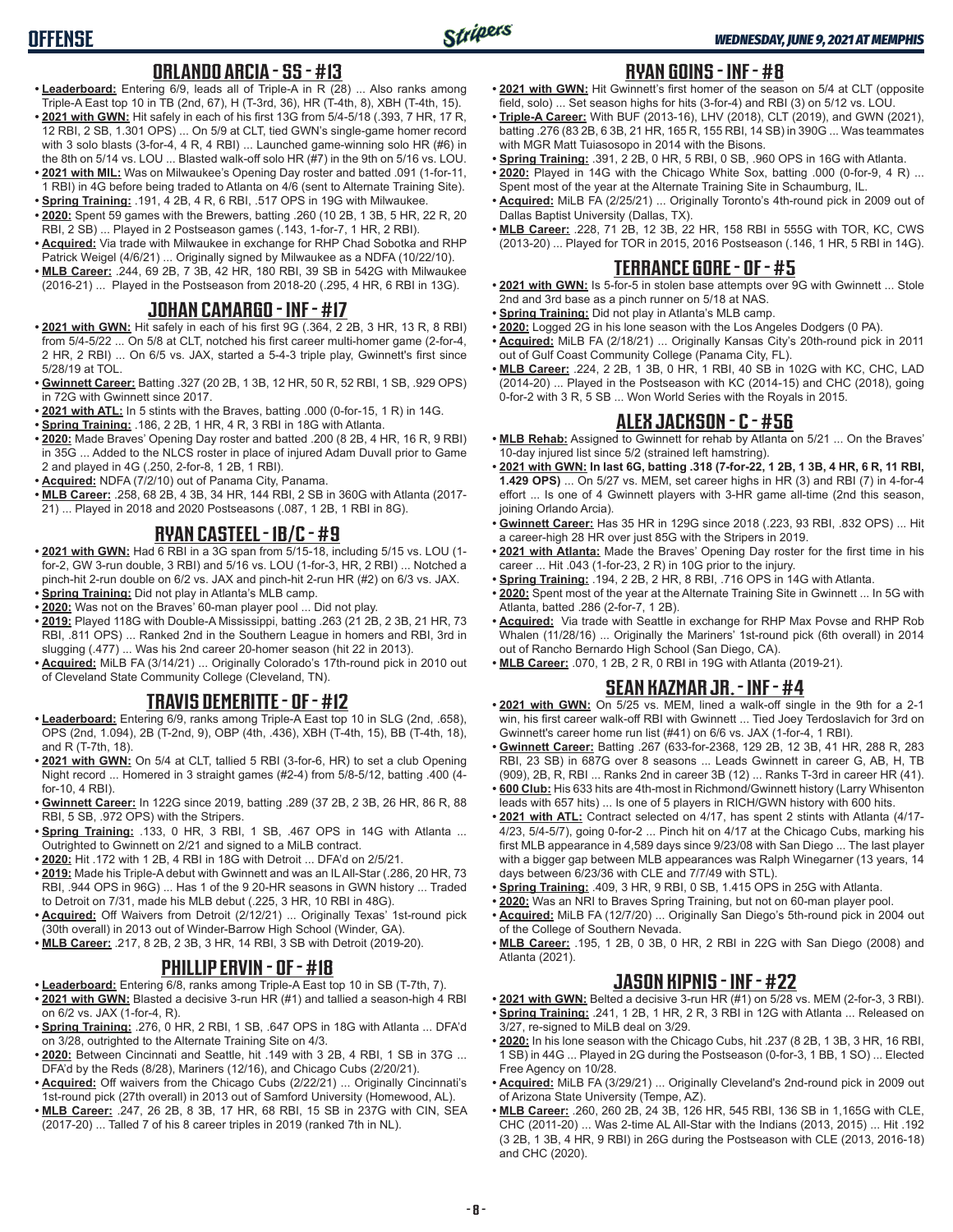# OFFENSE

## ORLANDO ARCIA - SS - #13

- **Leaderboard:** Entering 6/9, leads all of Triple-A in R (28) ... Also ranks among Triple-A East top 10 in TB (2nd, 67), H (T-3rd, 36), HR (T-4th, 8), XBH (T-4th, 15).
- **2021 with GWN:** Hit safely in each of his first 13G from 5/4-5/18 (.393, 7 HR, 17 R, 12 RBI, 2 SB, 1.301 OPS) ... On 5/9 at CLT, tied GWN's single-game homer record with 3 solo blasts (3-for-4, 4 R, 4 RBI) ... Launched game-winning solo HR (#6) in the 8th on 5/14 vs. LOU ... Blasted walk-off solo HR (#7) in the 9th on 5/16 vs. LOU.
- **2021 with MIL:** Was on Milwaukee's Opening Day roster and batted .091 (1-for-11, 1 RBI) in 4G before being traded to Atlanta on 4/6 (sent to Alternate Training Site).
- **Spring Training:** .191, 4 2B, 4 R, 6 RBI, .517 OPS in 19G with Milwaukee.
- **2020:** Spent 59 games with the Brewers, batting .260 (10 2B, 1 3B, 5 HR, 22 R, 20 RBI, 2 SB) ... Played in 2 Postseason games (.143, 1-for-7, 1 HR, 2 RBI).
- **Acquired:** Via trade with Milwaukee in exchange for RHP Chad Sobotka and RHP Patrick Weigel (4/6/21) ... Originally signed by Milwaukee as a NDFA (10/22/10).
- **MLB Career:** .244, 69 2B, 7 3B, 42 HR, 180 RBI, 39 SB in 542G with Milwaukee (2016-21) ... Played in the Postseason from 2018-20 (.295, 4 HR, 6 RBI in 13G).

## JOHAN CAMARGO - INF - #17

- **2021 with GWN:** Hit safely in each of his first 9G (.364, 2 2B, 3 HR, 13 R, 8 RBI) from 5/4-5/22 ... On 5/8 at CLT, notched his first career multi-homer game (2-for-4, 2 HR, 2 RBI) ... On 6/5 vs. JAX, started a 5-4-3 triple play, Gwinnett's first since 5/28/19 at TOL.
- **Gwinnett Career:** Batting .327 (20 2B, 1 3B, 12 HR, 50 R, 52 RBI, 1 SB, .929 OPS) in 72G with Gwinnett since 2017.
- **2021 with ATL:** In 5 stints with the Braves, batting .000 (0-for-15, 1 R) in 14G.
- **Spring Training:** .186, 2 2B, 1 HR, 4 R, 3 RBI in 18G with Atlanta.
- **2020:** Made Braves' Opening Day roster and batted .200 (8 2B, 4 HR, 16 R, 9 RBI) in 35G ... Added to the NLCS roster in place of injured Adam Duvall prior to Game 2 and played in 4G (.250, 2-for-8, 1 2B, 1 RBI).
- **Acquired:** NDFA (7/2/10) out of Panama City, Panama.
- **MLB Career:** .258, 68 2B, 4 3B, 34 HR, 144 RBI, 2 SB in 360G with Atlanta (2017-21) ... Played in 2018 and 2020 Postseasons (.087, 1 2B, 1 RBI in 8G).

## RYAN CASTEEL - 1B/C - #9

- **2021 with GWN:** Had 6 RBI in a 3G span from 5/15-18, including 5/15 vs. LOU (1-for-2, GW 3-run double, 3 RBI) and 5/16 vs. LOU (1-for-3, HR, 2 RBI) ... Notched a pinch-hit 2-run double on 6/2 vs. JAX and pinch-hit 2-run HR (#2) on 6/3 vs. JAX.
- **Spring Training:** Did not play in Atlanta's MLB camp.
- **2020:** Was not on the Braves' 60-man player pool ... Did not play.
- **2019:** Played 118G with Double-A Mississippi, batting .263 (21 2B, 2 3B, 21 HR, 73 RBI, .811 OPS) ... Ranked 2nd in the Southern League in homers and RBI, 3rd in slugging (.477) ... Was his 2nd career 20-homer season (hit 22 in 2013).
- **Acquired:** MiLB FA (3/14/21) ... Originally Colorado's 17th-round pick in 2010 out of Cleveland State Community College (Cleveland, TN).

## TRAVIS DEMERITTE - OF - #12

- **Leaderboard:** Entering 6/9, ranks among Triple-A East top 10 in SLG (2nd, .658), OPS (2nd, 1.094), 2B (T-2nd, 9), OBP (4th, .436), XBH (T-4th, 15), BB (T-4th, 18), and R (T-7th, 18).
- **2021 with GWN:** On 5/4 at CLT, tallied 5 RBI (3-for-6, HR) to set a club Opening Night record ... Homered in 3 straight games (#2-4) from 5/8-5/12, batting .400 (4-for-10, 4 RBI).
- **Gwinnett Career:** In 122G since 2019, batting .289 (37 2B, 2 3B, 26 HR, 86 R, 88 RBI, 5 SB, .972 OPS) with the Stripers.
- **Spring Training:** .133, 0 HR, 3 RBI, 1 SB, .467 OPS in 14G with Atlanta ... Outrighted to Gwinnett on 2/21 and signed to a MiLB contract.
- **2020:** Hit .172 with 1 2B, 4 RBI in 18G with Detroit ... DFA'd on 2/5/21.
- **2019:** Made his Triple-A debut with Gwinnett and was an IL All-Star (.286, 20 HR, 73 RBI, .944 OPS in 96G) ... Has 1 of the 9 20-HR seasons in GWN history ... Traded to Detroit on 7/31, made his MLB debut (.225, 3 HR, 10 RBI in 48G).
- **Acquired:** Off Waivers from Detroit (2/12/21) ... Originally Texas' 1st-round pick (30th overall) in 2013 out of Winder-Barrow High School (Winder, GA).
- **MLB Career:** .217, 8 2B, 2 3B, 3 HR, 14 RBI, 3 SB with Detroit (2019-20).

## PHILLIP ERVIN - OF - #18

- **Leaderboard:** Entering 6/8, ranks among Triple-A East top 10 in SB (T-7th, 7).
- **2021 with GWN:** Blasted a decisive 3-run HR (#1) and tallied a season-high 4 RBI on 6/2 vs. JAX (1-for-4, R).
- **Spring Training:** .276, 0 HR, 2 RBI, 1 SB, .647 OPS in 18G with Atlanta ... DFA'd on 3/28, outrighted to the Alternate Training Site on 4/3.
- **2020:** Between Cincinnati and Seattle, hit .149 with 3 2B, 4 RBI, 1 SB in 37G ... DFA'd by the Reds (8/28), Mariners (12/16), and Chicago Cubs (2/20/21).
- **Acquired:** Off waivers from the Chicago Cubs (2/22/21) ... Originally Cincinnati's 1st-round pick (27th overall) in 2013 out of Samford University (Homewood, AL).
- **MLB Career:** .247, 26 2B, 8 3B, 17 HR, 68 RBI, 15 SB in 237G with CIN, SEA (2017-20) ... Talled 7 of his 8 career triples in 2019 (ranked 7th in NL).

## RYAN GOINS - INF - #8

- **2021 with GWN:** Hit Gwinnett's first homer of the season on 5/4 at CLT (opposite field, solo) ... Set season highs for hits (3-for-4) and RBI (3) on 5/12 vs. LOU.
- **Triple-A Career:** With BUF (2013-16), LHV (2018), CLT (2019), and GWN (2021), batting .276 (83 2B, 6 3B, 21 HR, 165 R, 155 RBI, 14 SB) in 390G ... Was teammates with MGR Matt Tuiasosopo in 2014 with the Bisons.
- **Spring Training:** .391, 2 2B, 0 HR, 5 RBI, 0 SB, .960 OPS in 16G with Atlanta.
- **2020:** Played in 14G with the Chicago White Sox, batting .000 (0-for-9, 4 R) ... Spent most of the year at the Alternate Training Site in Schaumburg, IL.
- **Acquired:** MiLB FA (2/25/21) ... Originally Toronto's 4th-round pick in 2009 out of Dallas Baptist University (Dallas, TX).
- **MLB Career:** .228, 71 2B, 12 3B, 22 HR, 158 RBI in 555G with TOR, KC, CWS (2013-20) ... Played for TOR in 2015, 2016 Postseason (.146, 1 HR, 5 RBI in 14G).

## TERRANCE GORE - OF - #5

- **2021 with GWN:** Is 5-for-5 in stolen base attempts over 9G with Gwinnett ... Stole 2nd and 3rd base as a pinch runner on 5/18 at NAS.
- **Spring Training:** Did not play in Atlanta's MLB camp.
- **2020:** Logged 2G in his lone season with the Los Angeles Dodgers (0 PA).
- **Acquired:** MiLB FA (2/18/21) ... Originally Kansas City's 20th-round pick in 2011 out of Gulf Coast Community College (Panama City, FL).
- **MLB Career:** .224, 2 2B, 1 3B, 0 HR, 1 RBI, 40 SB in 102G with KC, CHC, LAD (2014-20) ... Played in the Postseason with KC (2014-15) and CHC (2018), going 0-for-2 with 3 R, 5 SB ... Won World Series with the Royals in 2015.

## ALEX JACKSON - C - #56

- **MLB Rehab:** Assigned to Gwinnett for rehab by Atlanta on 5/21 ... On the Braves' 10-day injured list since 5/2 (strained left hamstring).
- **2021 with GWN: In last 6G, batting .318 (7-for-22, 1 2B, 1 3B, 4 HR, 6 R, 11 RBI, 1.429 OPS)** ... On 5/27 vs. MEM, set career highs in HR (3) and RBI (7) in 4-for-4 effort ... Is one of 4 Gwinnett players with 3-HR game all-time (2nd this season, joining Orlando Arcia).
- **Gwinnett Career:** Has 35 HR in 129G since 2018 (.223, 93 RBI, .832 OPS) ... Hit a career-high 28 HR over just 85G with the Stripers in 2019.
- **2021 with Atlanta:** Made the Braves' Opening Day roster for the first time in his career ... Hit .043 (1-for-23, 2 R) in 10G prior to the injury.
- **Spring Training:** .194, 2 2B, 2 HR, 8 RBI, .716 OPS in 14G with Atlanta.
- **2020:** Spent most of the year at the Alternate Training Site in Gwinnett ... In 5G with Atlanta, batted .286 (2-for-7, 1 2B).
- **Acquired:** Via trade with Seattle in exchange for RHP Max Povse and RHP Rob Whalen (11/28/16) ... Originally the Mariners' 1st-round pick (6th overall) in 2014 out of Rancho Bernardo High School (San Diego, CA).
- **MLB Career:** .070, 1 2B, 2 R, 0 RBI in 19G with Atlanta (2019-21).

## SEAN KAZMAR JR. - INF - #4

- **2021 with GWN:** On 5/25 vs. MEM, lined a walk-off single in the 9th for a 2-1 win, his first career walk-off RBI with Gwinnett ... Tied Joey Terdoslavich for 3rd on Gwinnett's career home run list (#41) on 6/6 vs. JAX (1-for-4, 1 RBI).
- **Gwinnett Career:** Batting .267 (633-for-2368, 129 2B, 12 3B, 41 HR, 288 R, 283 RBI, 23 SB) in 687G over 8 seasons ... Leads Gwinnett in career G, AB, H, TB (909), 2B, R, RBI ... Ranks 2nd in career 3B (12) ... Ranks T-3rd in career HR (41).
- **600 Club:** His 633 hits are 4th-most in Richmond/Gwinnett history (Larry Whisenton leads with 657 hits) ... Is one of 5 players in RICH/GWN history with 600 hits.
- **2021 with ATL:** Contract selected on 4/17, has spent 2 stints with Atlanta (4/17-4/23, 5/4-5/7), going 0-for-2 ... Pinch hit on 4/17 at the Chicago Cubs, marking his first MLB appearance in 4,589 days since 9/23/08 with San Diego ... The last player with a bigger gap between MLB appearances was Ralph Winegarner (13 years, 14 days between 6/23/36 with CLE and 7/7/49 with STL).
- **Spring Training:** .409, 3 HR, 9 RBI, 0 SB, 1.415 OPS in 25G with Atlanta.
- **2020:** Was an NRI to Braves Spring Training, but not on 60-man player pool.
- **Acquired:** MiLB FA (12/7/20) ... Originally San Diego's 5th-round pick in 2004 out of the College of Southern Nevada.
- **MLB Career:** .195, 1 2B, 0 3B, 0 HR, 2 RBI in 22G with San Diego (2008) and Atlanta (2021).

## JASON KIPNIS - INF - #22

- **2021 with GWN:** Belted a decisive 3-run HR (#1) on 5/28 vs. MEM (2-for-3, 3 RBI).
- **Spring Training:** .241, 1 2B, 1 HR, 2 R, 3 RBI in 12G with Atlanta ... Released on 3/27, re-signed to MiLB deal on 3/29.
- **2020:** In his lone season with the Chicago Cubs, hit .237 (8 2B, 1 3B, 3 HR, 16 RBI, 1 SB) in 44G ... Played in 2G during the Postseason (0-for-3, 1 BB, 1 SO) ... Elected Free Agency on 10/28.
- **Acquired:** MiLB FA (3/29/21) ... Originally Cleveland's 2nd-round pick in 2009 out of Arizona State University (Tempe, AZ).
- **MLB Career:** .260, 260 2B, 24 3B, 126 HR, 545 RBI, 136 SB in 1,165G with CLE, CHC (2011-20) ... Was 2-time AL All-Star with the Indians (2013, 2015) ... Hit .192 (3 2B, 1 3B, 4 HR, 9 RBI) in 26G during the Postseason with CLE (2013, 2016-18) and CHC (2020).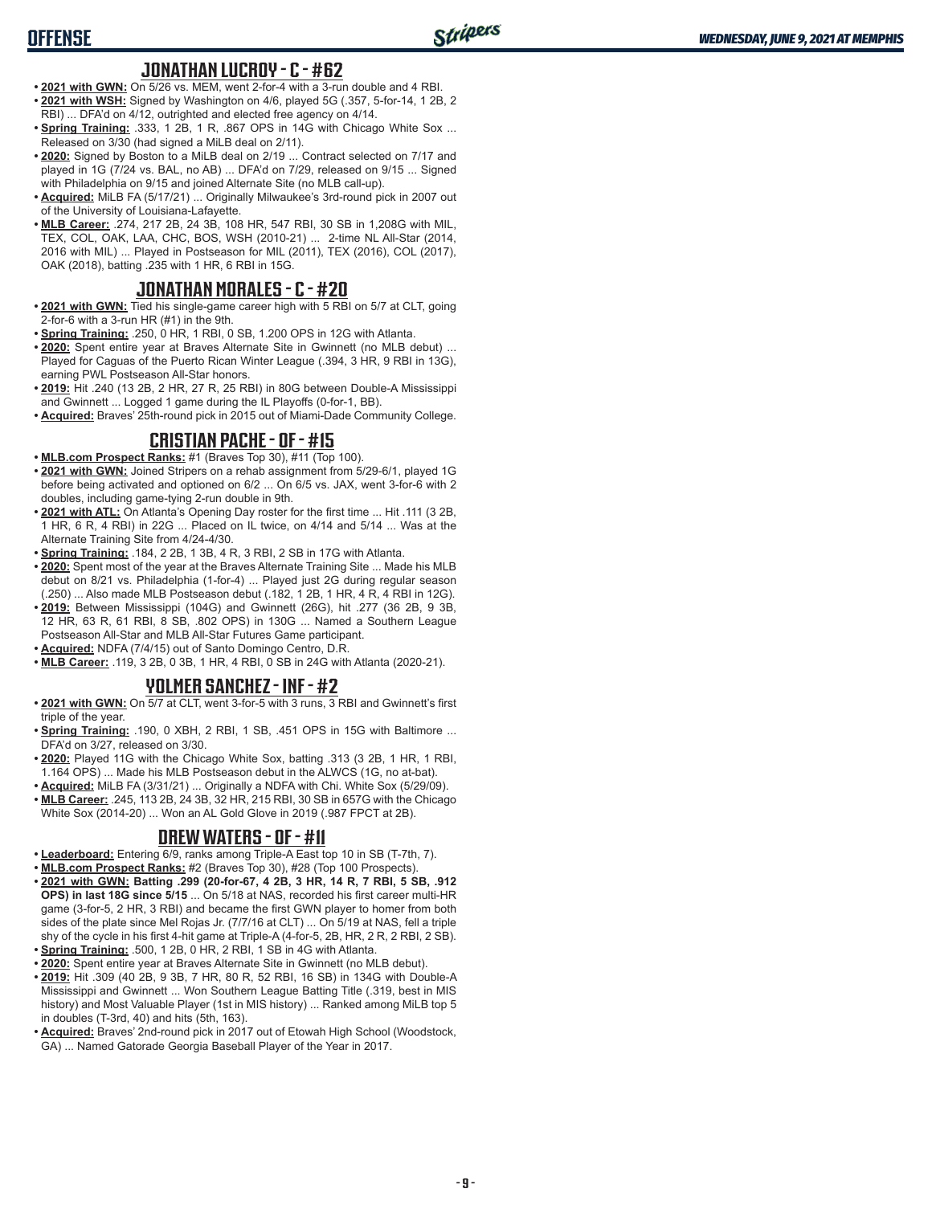## JONATHAN LUCROY - C - #62

- **2021 with GWN:** On 5/26 vs. MEM, went 2-for-4 with a 3-run double and 4 RBI.
- **2021 with WSH:** Signed by Washington on 4/6, played 5G (.357, 5-for-14, 1 2B, 2 RBI) ... DFA'd on 4/12, outrighted and elected free agency on 4/14.
- **Spring Training:** .333, 1 2B, 1 R, .867 OPS in 14G with Chicago White Sox ... Released on 3/30 (had signed a MiLB deal on 2/11).
- **2020:** Signed by Boston to a MiLB deal on 2/19 ... Contract selected on 7/17 and played in 1G (7/24 vs. BAL, no AB) ... DFA'd on 7/29, released on 9/15 ... Signed with Philadelphia on 9/15 and joined Alternate Site (no MLB call-up).
- **Acquired:** MiLB FA (5/17/21) ... Originally Milwaukee's 3rd-round pick in 2007 out of the University of Louisiana-Lafayette.
- **MLB Career:** .274, 217 2B, 24 3B, 108 HR, 547 RBI, 30 SB in 1,208G with MIL, TEX, COL, OAK, LAA, CHC, BOS, WSH (2010-21) ... 2-time NL All-Star (2014, 2016 with MIL) ... Played in Postseason for MIL (2011), TEX (2016), COL (2017), OAK (2018), batting .235 with 1 HR, 6 RBI in 15G.

## JONATHAN MORALES - C - #20

- **2021 with GWN:** Tied his single-game career high with 5 RBI on 5/7 at CLT, going 2-for-6 with a 3-run HR (#1) in the 9th.
- **Spring Training:** .250, 0 HR, 1 RBI, 0 SB, 1.200 OPS in 12G with Atlanta.
- **2020:** Spent entire year at Braves Alternate Site in Gwinnett (no MLB debut) ... Played for Caguas of the Puerto Rican Winter League (.394, 3 HR, 9 RBI in 13G), earning PWL Postseason All-Star honors.
- **2019:** Hit .240 (13 2B, 2 HR, 27 R, 25 RBI) in 80G between Double-A Mississippi and Gwinnett ... Logged 1 game during the IL Playoffs (0-for-1, BB).
- **Acquired:** Braves' 25th-round pick in 2015 out of Miami-Dade Community College.

## CRISTIAN PACHE - OF - #15

- **MLB.com Prospect Ranks:** #1 (Braves Top 30), #11 (Top 100).
- **2021 with GWN:** Joined Stripers on a rehab assignment from 5/29-6/1, played 1G before being activated and optioned on 6/2 ... On 6/5 vs. JAX, went 3-for-6 with 2 doubles, including game-tying 2-run double in 9th.
- **2021 with ATL:** On Atlanta's Opening Day roster for the first time ... Hit .111 (3 2B, 1 HR, 6 R, 4 RBI) in 22G ... Placed on IL twice, on 4/14 and 5/14 ... Was at the Alternate Training Site from 4/24-4/30.
- **Spring Training:** .184, 2 2B, 1 3B, 4 R, 3 RBI, 2 SB in 17G with Atlanta.
- **2020:** Spent most of the year at the Braves Alternate Training Site ... Made his MLB debut on 8/21 vs. Philadelphia (1-for-4) ... Played just 2G during regular season (.250) ... Also made MLB Postseason debut (.182, 1 2B, 1 HR, 4 R, 4 RBI in 12G).
- **2019:** Between Mississippi (104G) and Gwinnett (26G), hit .277 (36 2B, 9 3B, 12 HR, 63 R, 61 RBI, 8 SB, .802 OPS) in 130G ... Named a Southern League Postseason All-Star and MLB All-Star Futures Game participant.
- **Acquired:** NDFA (7/4/15) out of Santo Domingo Centro, D.R.
- **MLB Career:** .119, 3 2B, 0 3B, 1 HR, 4 RBI, 0 SB in 24G with Atlanta (2020-21).

## YOLMER SANCHEZ - INF - #2

- **2021 with GWN:** On 5/7 at CLT, went 3-for-5 with 3 runs, 3 RBI and Gwinnett's first triple of the year.
- **Spring Training:** .190, 0 XBH, 2 RBI, 1 SB, .451 OPS in 15G with Baltimore ... DFA'd on 3/27, released on 3/30.
- **2020:** Played 11G with the Chicago White Sox, batting .313 (3 2B, 1 HR, 1 RBI, 1.164 OPS) ... Made his MLB Postseason debut in the ALWCS (1G, no at-bat).
- **Acquired:** MiLB FA (3/31/21) ... Originally a NDFA with Chi. White Sox (5/29/09).
- **MLB Career:** .245, 113 2B, 24 3B, 32 HR, 215 RBI, 30 SB in 657G with the Chicago White Sox (2014-20) ... Won an AL Gold Glove in 2019 (.987 FPCT at 2B).

## DREW WATERS - OF - #11

- **Leaderboard:** Entering 6/9, ranks among Triple-A East top 10 in SB (T-7th, 7).
- **MLB.com Prospect Ranks:** #2 (Braves Top 30), #28 (Top 100 Prospects).
- **2021 with GWN: Batting .299 (20-for-67, 4 2B, 3 HR, 14 R, 7 RBI, 5 SB, .912 OPS) in last 18G since 5/15** ... On 5/18 at NAS, recorded his first career multi-HR game (3-for-5, 2 HR, 3 RBI) and became the first GWN player to homer from both sides of the plate since Mel Rojas Jr. (7/7/16 at CLT) ... On 5/19 at NAS, fell a triple shy of the cycle in his first 4-hit game at Triple-A (4-for-5, 2B, HR, 2 R, 2 RBI, 2 SB).
- **Spring Training:** .500, 1 2B, 0 HR, 2 RBI, 1 SB in 4G with Atlanta.
- **2020:** Spent entire year at Braves Alternate Site in Gwinnett (no MLB debut).
- **2019:** Hit .309 (40 2B, 9 3B, 7 HR, 80 R, 52 RBI, 16 SB) in 134G with Double-A Mississippi and Gwinnett ... Won Southern League Batting Title (.319, best in MIS history) and Most Valuable Player (1st in MIS history) ... Ranked among MiLB top 5 in doubles (T-3rd, 40) and hits (5th, 163).
- **Acquired:** Braves' 2nd-round pick in 2017 out of Etowah High School (Woodstock, GA) ... Named Gatorade Georgia Baseball Player of the Year in 2017.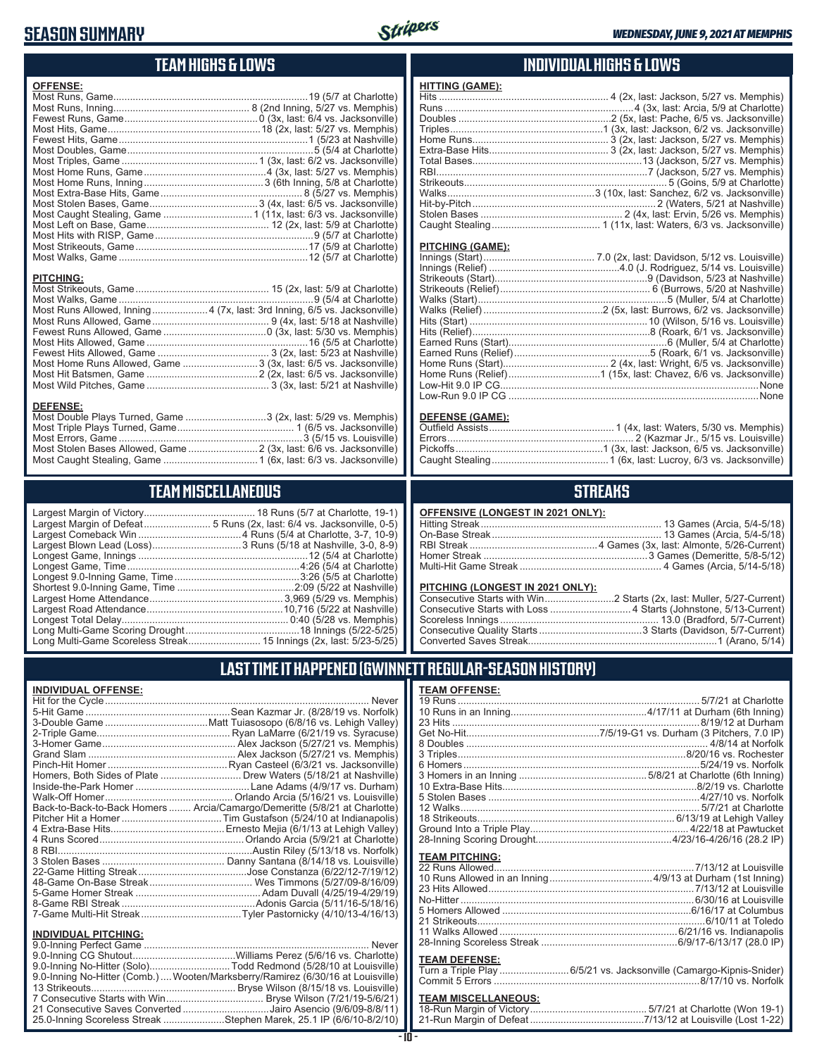# SEASON SUMMARY

*WEDNESDAY, JUNE 9, 2021 AT MEMPHIS*

## TEAM HIGHS & LOWS

**OFFENSE:**

| | |
|---|---|
| Most Runs, Game | 19 (5/7 at Charlotte) |
| Most Runs, Inning | 8 (2nd Inning, 5/27 vs. Memphis) |
| Fewest Runs, Game | 0 (3x, last: 6/4 vs. Jacksonville) |
| Most Hits, Game | 18 (2x, last: 5/27 vs. Memphis) |
| Fewest Hits, Game | 1 (5/23 at Nashville) |
| Most Doubles, Game | 5 (5/4 at Charlotte) |
| Most Triples, Game | 1 (3x, last: 6/2 vs. Jacksonville) |
| Most Home Runs, Game | 4 (3x, last: 5/27 vs. Memphis) |
| Most Home Runs, Inning | 3 (6th Inning, 5/8 at Charlotte) |
| Most Extra-Base Hits, Game | 8 (5/27 vs. Memphis) |
| Most Stolen Bases, Game | 3 (4x, last: 6/5 vs. Jacksonville) |
| Most Caught Stealing, Game | 1 (11x, last: 6/3 vs. Jacksonville) |
| Most Left on Base, Game | 12 (2x, last: 5/9 at Charlotte) |
| Most Hits with RISP, Game | 9 (5/7 at Charlotte) |
| Most Strikeouts, Game | 17 (5/9 at Charlotte) |
| Most Walks, Game | 12 (5/7 at Charlotte) |

**PITCHING:**

| | |
|---|---|
| Most Strikeouts, Game | 15 (2x, last: 5/9 at Charlotte) |
| Most Walks, Game | 9 (5/4 at Charlotte) |
| Most Runs Allowed, Inning | 4 (7x, last: 3rd Inning, 6/5 vs. Jacksonville) |
| Most Runs Allowed, Game | 9 (4x, last: 5/18 at Nashville) |
| Fewest Runs Allowed, Game | 0 (3x, last: 5/30 vs. Memphis) |
| Most Hits Allowed, Game | 16 (5/5 at Charlotte) |
| Fewest Hits Allowed, Game | 3 (2x, last: 5/23 at Nashville) |
| Most Home Runs Allowed, Game | 3 (3x, last: 6/5 vs. Jacksonville) |
| Most Hit Batsmen, Game | 2 (2x, last: 6/5 vs. Jacksonville) |
| Most Wild Pitches, Game | 3 (3x, last: 5/21 at Nashville) |

**DEFENSE:**

| | |
|---|---|
| Most Double Plays Turned, Game | 3 (2x, last: 5/29 vs. Memphis) |
| Most Triple Plays Turned, Game | 1 (6/5 vs. Jacksonville) |
| Most Errors, Game | 3 (5/15 vs. Louisville) |
| Most Stolen Bases Allowed, Game | 2 (3x, last: 6/6 vs. Jacksonville) |
| Most Caught Stealing, Game | 1 (6x, last: 6/3 vs. Jacksonville) |

## INDIVIDUAL HIGHS & LOWS

**HITTING (GAME):**

| | |
|---|---|
| Hits | 4 (2x, last: Jackson, 5/27 vs. Memphis) |
| Runs | 4 (3x, last: Arcia, 5/9 at Charlotte) |
| Doubles | 2 (5x, last: Pache, 6/5 vs. Jacksonville) |
| Triples | 1 (3x, last: Jackson, 6/2 vs. Jacksonville) |
| Home Runs | 3 (2x, last: Jackson, 5/27 vs. Memphis) |
| Extra-Base Hits | 3 (2x, last: Jackson, 5/27 vs. Memphis) |
| Total Bases | 13 (Jackson, 5/27 vs. Memphis) |
| RBI | 7 (Jackson, 5/27 vs. Memphis) |
| Strikeouts | 5 (Goins, 5/9 at Charlotte) |
| Walks | 3 (10x, last: Sanchez, 6/2 vs. Jacksonville) |
| Hit-by-Pitch | 2 (Waters, 5/21 at Nashville) |
| Stolen Bases | 2 (4x, last: Ervin, 5/26 vs. Memphis) |
| Caught Stealing | 1 (11x, last: Waters, 6/3 vs. Jacksonville) |

**PITCHING (GAME):**

| | |
|---|---|
| Innings (Start) | 7.0 (2x, last: Davidson, 5/12 vs. Louisville) |
| Innings (Relief) | 4.0 (J. Rodriguez, 5/14 vs. Louisville) |
| Strikeouts (Start) | 9 (Davidson, 5/23 at Nashville) |
| Strikeouts (Relief) | 6 (Burrows, 5/20 at Nashville) |
| Walks (Start) | 5 (Muller, 5/4 at Charlotte) |
| Walks (Relief) | 2 (5x, last: Burrows, 6/2 vs. Jacksonville) |
| Hits (Start) | 10 (Wilson, 5/16 vs. Louisville) |
| Hits (Relief) | 8 (Roark, 6/1 vs. Jacksonville) |
| Earned Runs (Start) | 6 (Muller, 5/4 at Charlotte) |
| Earned Runs (Relief) | 5 (Roark, 6/1 vs. Jacksonville) |
| Home Runs (Start) | 2 (4x, last: Wright, 6/5 vs. Jacksonville) |
| Home Runs (Relief) | 1 (15x, last: Chavez, 6/6 vs. Jacksonville) |
| Low-Hit 9.0 IP CG | None |
| Low-Run 9.0 IP CG | None |

**DEFENSE (GAME):**

| | |
|---|---|
| Outfield Assists | 1 (4x, last: Waters, 5/30 vs. Memphis) |
| Errors | 2 (Kazmar Jr., 5/15 vs. Louisville) |
| Pickoffs | 1 (3x, last: Jackson, 6/5 vs. Jacksonville) |
| Caught Stealing | 1 (6x, last: Lucroy, 6/3 vs. Jacksonville) |

## TEAM MISCELLANEOUS

| | |
|---|---|
| Largest Margin of Victory | 18 Runs (5/7 at Charlotte, 19-1) |
| Largest Margin of Defeat | 5 Runs (2x, last: 6/4 vs. Jacksonville, 0-5) |
| Largest Comeback Win | 4 Runs (5/4 at Charlotte, 3-7, 10-9) |
| Largest Blown Lead (Loss) | 3 Runs (5/18 at Nashville, 3-0, 8-9) |
| Longest Game, Innings | 12 (5/4 at Charlotte) |
| Longest Game, Time | 4:26 (5/4 at Charlotte) |
| Longest 9.0-Inning Game, Time | 3:26 (5/5 at Charlotte) |
| Shortest 9.0-Inning Game, Time | 2:09 (5/22 at Nashville) |
| Largest Home Attendance | 3,969 (5/29 vs. Memphis) |
| Largest Road Attendance | 10,716 (5/22 at Nashville) |
| Longest Total Delay | 0:40 (5/28 vs. Memphis) |
| Long Multi-Game Scoring Drought | 18 Innings (5/22-5/25) |
| Long Multi-Game Scoreless Streak | 15 Innings (2x, last: 5/23-5/25) |

## STREAKS

**OFFENSIVE (LONGEST IN 2021 ONLY):**

| | |
|---|---|
| Hitting Streak | 13 Games (Arcia, 5/4-5/18) |
| On-Base Streak | 13 Games (Arcia, 5/4-5/18) |
| RBI Streak | 4 Games (3x, last: Almonte, 5/26-Current) |
| Homer Streak | 3 Games (Demeritte, 5/8-5/12) |
| Multi-Hit Game Streak | 4 Games (Arcia, 5/14-5/18) |

**PITCHING (LONGEST IN 2021 ONLY):**

| | |
|---|---|
| Consecutive Starts with Win | 2 Starts (2x, last: Muller, 5/27-Current) |
| Consecutive Starts with Loss | 4 Starts (Johnstone, 5/13-Current) |
| Scoreless Innings | 13.0 (Bradford, 5/7-Current) |
| Consecutive Quality Starts | 3 Starts (Davidson, 5/7-Current) |
| Converted Saves Streak | 1 (Arano, 5/14) |

## LAST TIME IT HAPPENED (GWINNETT REGULAR-SEASON HISTORY)

**INDIVIDUAL OFFENSE:**

| | |
|---|---|
| Hit for the Cycle | Never |
| 5-Hit Game | Sean Kazmar Jr. (8/28/19 vs. Norfolk) |
| 3-Double Game | Matt Tuiasosopo (6/8/16 vs. Lehigh Valley) |
| 2-Triple Game | Ryan LaMarre (6/21/19 vs. Syracuse) |
| 3-Homer Game | Alex Jackson (5/27/21 vs. Memphis) |
| Grand Slam | Alex Jackson (5/27/21 vs. Memphis) |
| Pinch-Hit Homer | Ryan Casteel (6/3/21 vs. Jacksonville) |
| Homers, Both Sides of Plate | Drew Waters (5/18/21 at Nashville) |
| Inside-the-Park Homer | Lane Adams (4/9/17 vs. Durham) |
| Walk-Off Homer | Orlando Arcia (5/16/21 vs. Louisville) |
| Back-to-Back-to-Back Homers | Arcia/Camargo/Demeritte (5/8/21 at Charlotte) |
| Pitcher Hit a Homer | Tim Gustafson (5/24/10 at Indianapolis) |
| 4 Extra-Base Hits | Ernesto Mejia (6/1/13 at Lehigh Valley) |
| 4 Runs Scored | Orlando Arcia (5/9/21 at Charlotte) |
| 8 RBI | Austin Riley (5/13/18 vs. Norfolk) |
| 3 Stolen Bases | Danny Santana (8/14/18 vs. Louisville) |
| 22-Game Hitting Streak | Jose Constanza (6/22/12-7/19/12) |
| 48-Game On-Base Streak | Wes Timmons (5/27/09-8/16/09) |
| 5-Game Homer Streak | Adam Duvall (4/25/19-4/29/19) |
| 8-Game RBI Streak | Adonis Garcia (5/11/16-5/18/16) |
| 7-Game Multi-Hit Streak | Tyler Pastornicky (4/10/13-4/16/13) |

**INDIVIDUAL PITCHING:**

| | |
|---|---|
| 9.0-Inning Perfect Game | Never |
| 9.0-Inning CG Shutout | Williams Perez (5/6/16 vs. Charlotte) |
| 9.0-Inning No-Hitter (Solo) | Todd Redmond (5/28/10 at Louisville) |
| 9.0-Inning No-Hitter (Comb.) | Wooten/Marksberry/Ramirez (6/30/16 at Louisville) |
| 13 Strikeouts | Bryse Wilson (8/15/18 vs. Louisville) |
| 7 Consecutive Starts with Win | Bryse Wilson (7/21/19-5/6/21) |
| 21 Consecutive Saves Converted | Jairo Asencio (9/6/09-8/8/11) |
| 25.0-Inning Scoreless Streak | Stephen Marek, 25.1 IP (6/6/10-8/2/10) |

**TEAM OFFENSE:**

| | |
|---|---|
| 19 Runs | 5/7/21 at Charlotte |
| 10 Runs in an Inning | 4/17/11 at Durham (6th Inning) |
| 23 Hits | 8/19/12 at Durham |
| Get No-Hit | 7/5/19-G1 vs. Durham (3 Pitchers, 7.0 IP) |
| 8 Doubles | 4/8/14 at Norfolk |
| 3 Triples | 8/20/16 vs. Rochester |
| 6 Homers | 5/24/19 vs. Norfolk |
| 3 Homers in an Inning | 5/8/21 at Charlotte (6th Inning) |
| 10 Extra-Base Hits | 8/2/19 vs. Charlotte |
| 5 Stolen Bases | 4/27/10 vs. Norfolk |
| 12 Walks | 5/7/21 at Charlotte |
| 18 Strikeouts | 6/13/19 at Lehigh Valley |
| Ground Into a Triple Play | 4/22/18 at Pawtucket |
| 28-Inning Scoring Drought | 4/23/16-4/26/16 (28.2 IP) |

**TEAM PITCHING:**

| | |
|---|---|
| 22 Runs Allowed | 7/13/12 at Louisville |
| 10 Runs Allowed in an Inning | 4/9/13 at Durham (1st Inning) |
| 23 Hits Allowed | 7/13/12 at Louisville |
| No-Hitter | 6/30/16 at Louisville |
| 5 Homers Allowed | 6/16/17 at Columbus |
| 21 Strikeouts | 6/10/11 at Toledo |
| 11 Walks Allowed | 6/21/16 vs. Indianapolis |
| 28-Inning Scoreless Streak | 6/9/17-6/13/17 (28.0 IP) |

**TEAM DEFENSE:**

| | |
|---|---|
| Turn a Triple Play | 6/5/21 vs. Jacksonville (Camargo-Kipnis-Snider) |
| Commit 5 Errors | 8/17/10 vs. Norfolk |

**TEAM MISCELLANEOUS:**

| | |
|---|---|
| 18-Run Margin of Victory | 5/7/21 at Charlotte (Won 19-1) |
| 21-Run Margin of Defeat | 7/13/12 at Louisville (Lost 1-22) |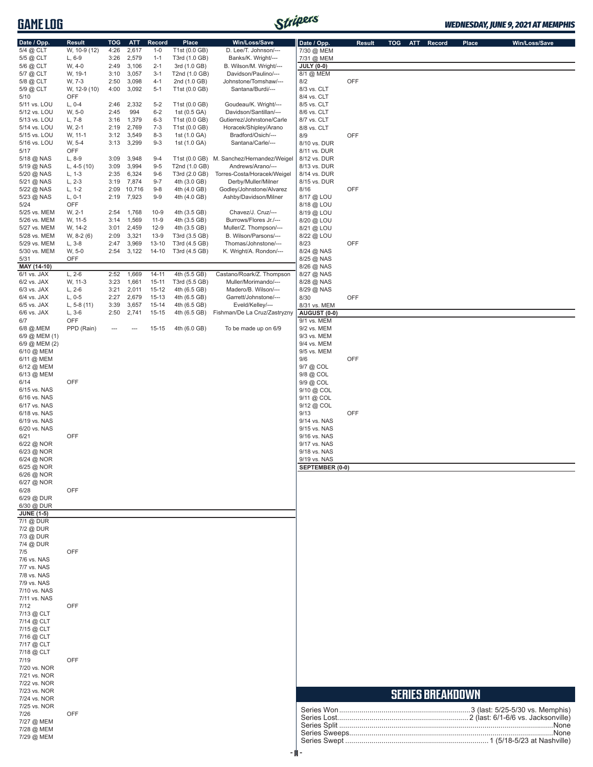## GAME LOG

*WEDNESDAY, JUNE 9, 2021 AT MEMPHIS*

| Date / Opp. | Result | TOG | ATT | Record | Place | Win/Loss/Save |
|---|---|---|---|---|---|---|
| 5/4 @ CLT | W, 10-9 (12) | 4:26 | 2,617 | 1-0 | T1st (0.0 GB) | D. Lee/T. Johnson/--- |
| 5/5 @ CLT | L, 6-9 | 3:26 | 2,579 | 1-1 | T3rd (1.0 GB) | Banks/K. Wright/--- |
| 5/6 @ CLT | W, 4-0 | 2:49 | 3,106 | 2-1 | 3rd (1.0 GB) | B. Wilson/M. Wright/--- |
| 5/7 @ CLT | W, 19-1 | 3:10 | 3,057 | 3-1 | T2nd (1.0 GB) | Davidson/Paulino/--- |
| 5/8 @ CLT | W, 7-3 | 2:50 | 3,098 | 4-1 | 2nd (1.0 GB) | Johnstone/Tomshaw/--- |
| 5/9 @ CLT | W, 12-9 (10) | 4:00 | 3,092 | 5-1 | T1st (0.0 GB) | Santana/Burdi/--- |
| 5/10 | OFF | | | | | |
| 5/11 vs. LOU | L, 0-4 | 2:46 | 2,332 | 5-2 | T1st (0.0 GB) | Goudeau/K. Wright/--- |
| 5/12 vs. LOU | W, 5-0 | 2:45 | 994 | 6-2 | 1st (0.5 GA) | Davidson/Santillan/--- |
| 5/13 vs. LOU | L, 7-8 | 3:16 | 1,379 | 6-3 | T1st (0.0 GB) | Gutierrez/Johnstone/Carle |
| 5/14 vs. LOU | W, 2-1 | 2:19 | 2,769 | 7-3 | T1st (0.0 GB) | Horacek/Shipley/Arano |
| 5/15 vs. LOU | W, 11-1 | 3:12 | 3,549 | 8-3 | 1st (1.0 GA) | Bradford/Osich/--- |
| 5/16 vs. LOU | W, 5-4 | 3:13 | 3,299 | 9-3 | 1st (1.0 GA) | Santana/Carle/--- |
| 5/17 | OFF | | | | | |
| 5/18 @ NAS | L, 8-9 | 3:09 | 3,948 | 9-4 | T1st (0.0 GB) | M. Sanchez/Hernandez/Weigel |
| 5/19 @ NAS | L, 4-5 (10) | 3:09 | 3,994 | 9-5 | T2nd (1.0 GB) | Andrews/Arano/--- |
| 5/20 @ NAS | L, 1-3 | 2:35 | 6,324 | 9-6 | T3rd (2.0 GB) | Torres-Costa/Horacek/Weigel |
| 5/21 @ NAS | L, 2-3 | 3:19 | 7,874 | 9-7 | 4th (3.0 GB) | Derby/Muller/Milner |
| 5/22 @ NAS | L, 1-2 | 2:09 | 10,716 | 9-8 | 4th (4.0 GB) | Godley/Johnstone/Alvarez |
| 5/23 @ NAS | L, 0-1 | 2:19 | 7,923 | 9-9 | 4th (4.0 GB) | Ashby/Davidson/Milner |
| 5/24 | OFF | | | | | |
| 5/25 vs. MEM | W, 2-1 | 2:54 | 1,768 | 10-9 | 4th (3.5 GB) | Chavez/J. Cruz/--- |
| 5/26 vs. MEM | W, 11-5 | 3:14 | 1,569 | 11-9 | 4th (3.5 GB) | Burrows/Flores Jr./--- |
| 5/27 vs. MEM | W, 14-2 | 3:01 | 2,459 | 12-9 | 4th (3.5 GB) | Muller/Z. Thompson/--- |
| 5/28 vs. MEM | W, 8-2 (6) | 2:09 | 3,321 | 13-9 | T3rd (3.5 GB) | B. Wilson/Parsons/--- |
| 5/29 vs. MEM | L, 3-8 | 2:47 | 3,969 | 13-10 | T3rd (4.5 GB) | Thomas/Johnstone/--- |
| 5/30 vs. MEM | W, 5-0 | 2:54 | 3,122 | 14-10 | T3rd (4.5 GB) | K. Wright/A. Rondon/--- |
| 5/31 | OFF | | | | | |
| **MAY (14-10)** | | | | | | |
| 6/1 vs. JAX | L, 2-6 | 2:52 | 1,669 | 14-11 | 4th (5.5 GB) | Castano/Roark/Z. Thompson |
| 6/2 vs. JAX | W, 11-3 | 3:23 | 1,661 | 15-11 | T3rd (5.5 GB) | Muller/Morimando/--- |
| 6/3 vs. JAX | L, 2-6 | 3:21 | 2,011 | 15-12 | 4th (6.5 GB) | Madero/B. Wilson/--- |
| 6/4 vs. JAX | L, 0-5 | 2:27 | 2,679 | 15-13 | 4th (6.5 GB) | Garrett/Johnstone/--- |
| 6/5 vs. JAX | L, 5-8 (11) | 3:39 | 3,657 | 15-14 | 4th (6.5 GB) | Eveld/Kelley/--- |
| 6/6 vs. JAX | L, 3-6 | 2:50 | 2,741 | 15-15 | 4th (6.5 GB) | Fishman/De La Cruz/Zastryzny |
| 6/7 | OFF | | | | | |
| 6/8 @ MEM | PPD (Rain) | --- | --- | 15-15 | 4th (6.0 GB) | To be made up on 6/9 |
| 6/9 @ MEM (1) | | | | | | |
| 6/9 @ MEM (2) | | | | | | |
| 6/10 @ MEM | | | | | | |
| 6/11 @ MEM | | | | | | |
| 6/12 @ MEM | | | | | | |
| 6/13 @ MEM | | | | | | |
| 6/14 | OFF | | | | | |
| 6/15 vs. NAS | | | | | | |
| 6/16 vs. NAS | | | | | | |
| 6/17 vs. NAS | | | | | | |
| 6/18 vs. NAS | | | | | | |
| 6/19 vs. NAS | | | | | | |
| 6/20 vs. NAS | | | | | | |
| 6/21 | OFF | | | | | |
| 6/22 @ NOR | | | | | | |
| 6/23 @ NOR | | | | | | |
| 6/24 @ NOR | | | | | | |
| 6/25 @ NOR | | | | | | |
| 6/26 @ NOR | | | | | | |
| 6/27 @ NOR | | | | | | |
| 6/28 | OFF | | | | | |
| 6/29 @ DUR | | | | | | |
| 6/30 @ DUR | | | | | | |
| **JUNE (1-5)** | | | | | | |
| 7/1 @ DUR | | | | | | |
| 7/2 @ DUR | | | | | | |
| 7/3 @ DUR | | | | | | |
| 7/4 @ DUR | | | | | | |
| 7/5 | OFF | | | | | |
| 7/6 vs. NAS | | | | | | |
| 7/7 vs. NAS | | | | | | |
| 7/8 vs. NAS | | | | | | |
| 7/9 vs. NAS | | | | | | |
| 7/10 vs. NAS | | | | | | |
| 7/11 vs. NAS | | | | | | |
| 7/12 | OFF | | | | | |
| 7/13 @ CLT | | | | | | |
| 7/14 @ CLT | | | | | | |
| 7/15 @ CLT | | | | | | |
| 7/16 @ CLT | | | | | | |
| 7/17 @ CLT | | | | | | |
| 7/18 @ CLT | | | | | | |
| 7/19 | OFF | | | | | |
| 7/20 vs. NOR | | | | | | |
| 7/21 vs. NOR | | | | | | |
| 7/22 vs. NOR | | | | | | |
| 7/23 vs. NOR | | | | | | |
| 7/24 vs. NOR | | | | | | |
| 7/25 vs. NOR | | | | | | |
| 7/26 | OFF | | | | | |
| 7/27 @ MEM | | | | | | |
| 7/28 @ MEM | | | | | | |
| 7/29 @ MEM | | | | | | |
| 7/30 @ MEM | | | | | | |
| 7/31 @ MEM | | | | | | |
| **JULY (0-0)** | | | | | | |
| 8/1 @ MEM | | | | | | |
| 8/2 | OFF | | | | | |
| 8/3 vs. CLT | | | | | | |
| 8/4 vs. CLT | | | | | | |
| 8/5 vs. CLT | | | | | | |
| 8/6 vs. CLT | | | | | | |
| 8/7 vs. CLT | | | | | | |
| 8/8 vs. CLT | | | | | | |
| 8/9 | OFF | | | | | |
| 8/10 vs. DUR | | | | | | |
| 8/11 vs. DUR | | | | | | |
| 8/12 vs. DUR | | | | | | |
| 8/13 vs. DUR | | | | | | |
| 8/14 vs. DUR | | | | | | |
| 8/15 vs. DUR | | | | | | |
| 8/16 | OFF | | | | | |
| 8/17 @ LOU | | | | | | |
| 8/18 @ LOU | | | | | | |
| 8/19 @ LOU | | | | | | |
| 8/20 @ LOU | | | | | | |
| 8/21 @ LOU | | | | | | |
| 8/22 @ LOU | | | | | | |
| 8/23 | OFF | | | | | |
| 8/24 @ NAS | | | | | | |
| 8/25 @ NAS | | | | | | |
| 8/26 @ NAS | | | | | | |
| 8/27 @ NAS | | | | | | |
| 8/28 @ NAS | | | | | | |
| 8/29 @ NAS | | | | | | |
| 8/30 | OFF | | | | | |
| 8/31 vs. MEM | | | | | | |
| **AUGUST (0-0)** | | | | | | |
| 9/1 vs. MEM | | | | | | |
| 9/2 vs. MEM | | | | | | |
| 9/3 vs. MEM | | | | | | |
| 9/4 vs. MEM | | | | | | |
| 9/5 vs. MEM | | | | | | |
| 9/6 | OFF | | | | | |
| 9/7 @ COL | | | | | | |
| 9/8 @ COL | | | | | | |
| 9/9 @ COL | | | | | | |
| 9/10 @ COL | | | | | | |
| 9/11 @ COL | | | | | | |
| 9/12 @ COL | | | | | | |
| 9/13 | OFF | | | | | |
| 9/14 vs. NAS | | | | | | |
| 9/15 vs. NAS | | | | | | |
| 9/16 vs. NAS | | | | | | |
| 9/17 vs. NAS | | | | | | |
| 9/18 vs. NAS | | | | | | |
| 9/19 vs. NAS | | | | | | |
| **SEPTEMBER (0-0)** | | | | | | |

## SERIES BREAKDOWN

Series Won................3 (last: 5/25-5/30 vs. Memphis)
Series Lost................2 (last: 6/1-6/6 vs. Jacksonville)
Series Split................None
Series Sweeps................None
Series Swept................1 (5/18-5/23 at Nashville)